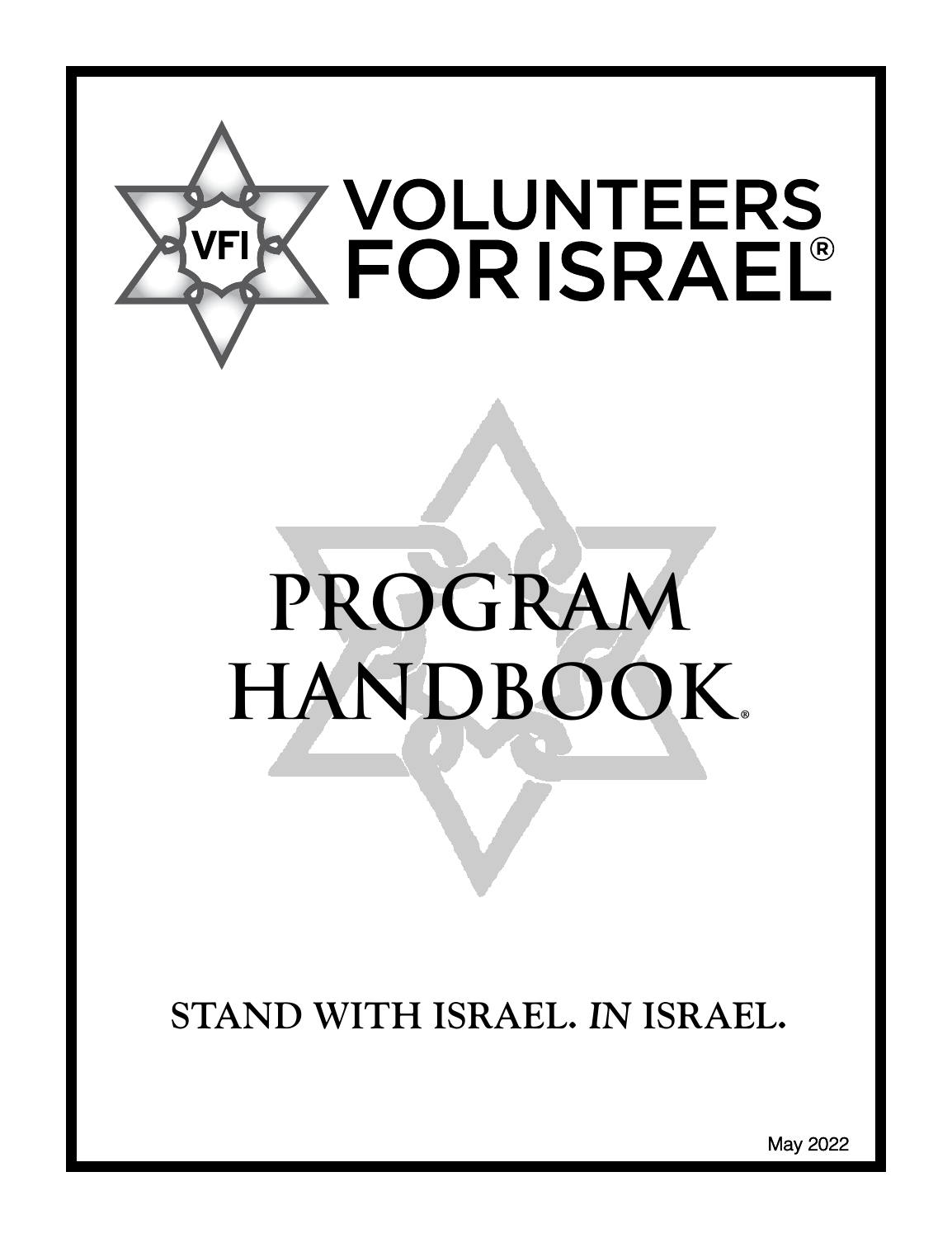# VOLUNTEERS FOR ISRAEL®

# PROGRAM HANDBOOK®

**STAND WITH ISRAEL. *IN* ISRAEL.**

May 2022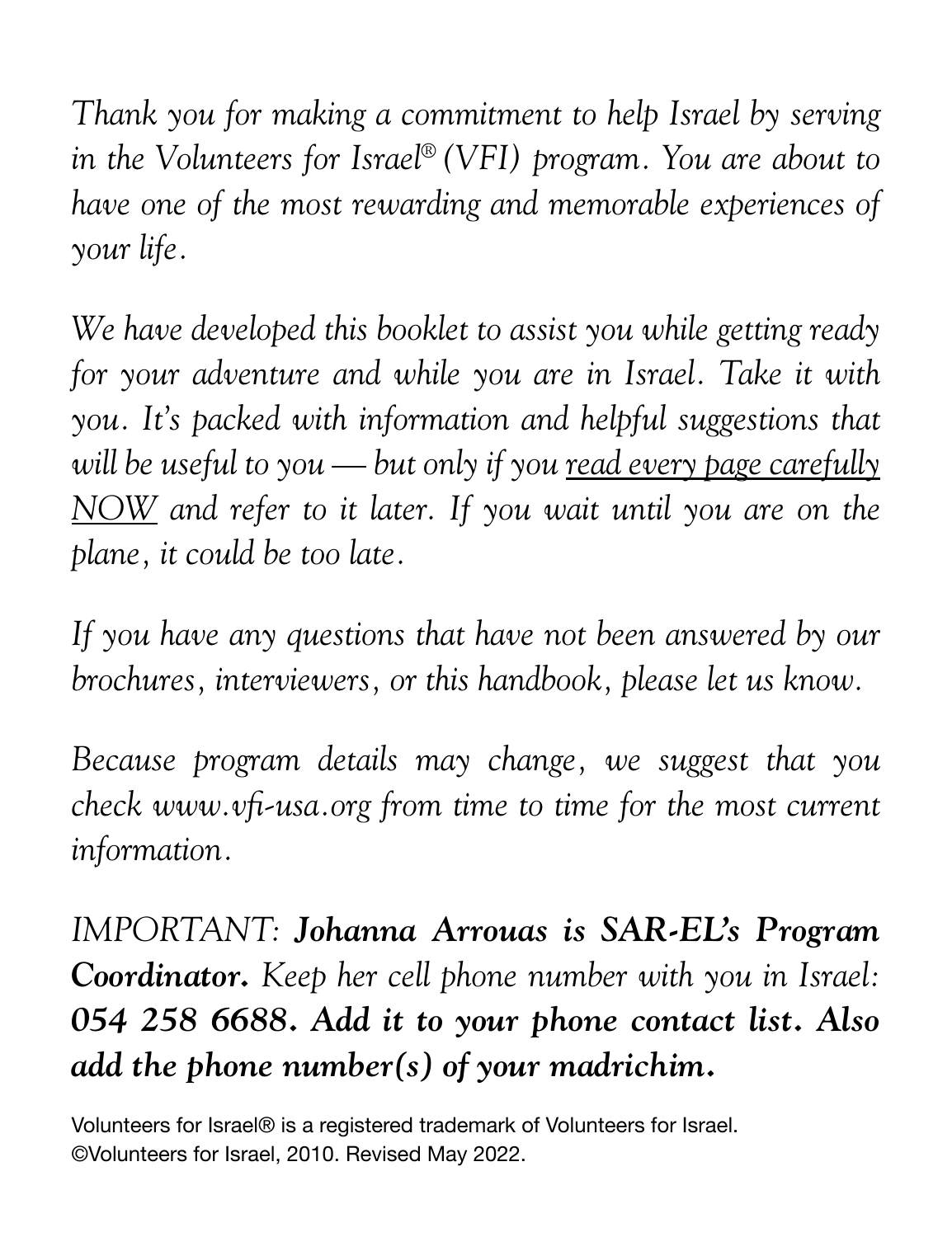*Thank you for making a commitment to help Israel by serving in the Volunteers for Israel® (VFI) program. You are about to have one of the most rewarding and memorable experiences of your life.*

*We have developed this booklet to assist you while getting ready for your adventure and while you are in Israel. Take it with you. It's packed with information and helpful suggestions that will be useful to you — but only if you <u>read every page carefully NOW</u> and refer to it later. If you wait until you are on the plane, it could be too late.*

*If you have any questions that have not been answered by our brochures, interviewers, or this handbook, please let us know.*

*Because program details may change, we suggest that you check www.vfi-usa.org from time to time for the most current information.*

*IMPORTANT:* ***Johanna Arrouas is SAR-EL's Program Coordinator.*** *Keep her cell phone number with you in Israel:* ***054 258 6688. Add it to your phone contact list. Also add the phone number(s) of your madrichim.***

Volunteers for Israel® is a registered trademark of Volunteers for Israel.
©Volunteers for Israel, 2010. Revised May 2022.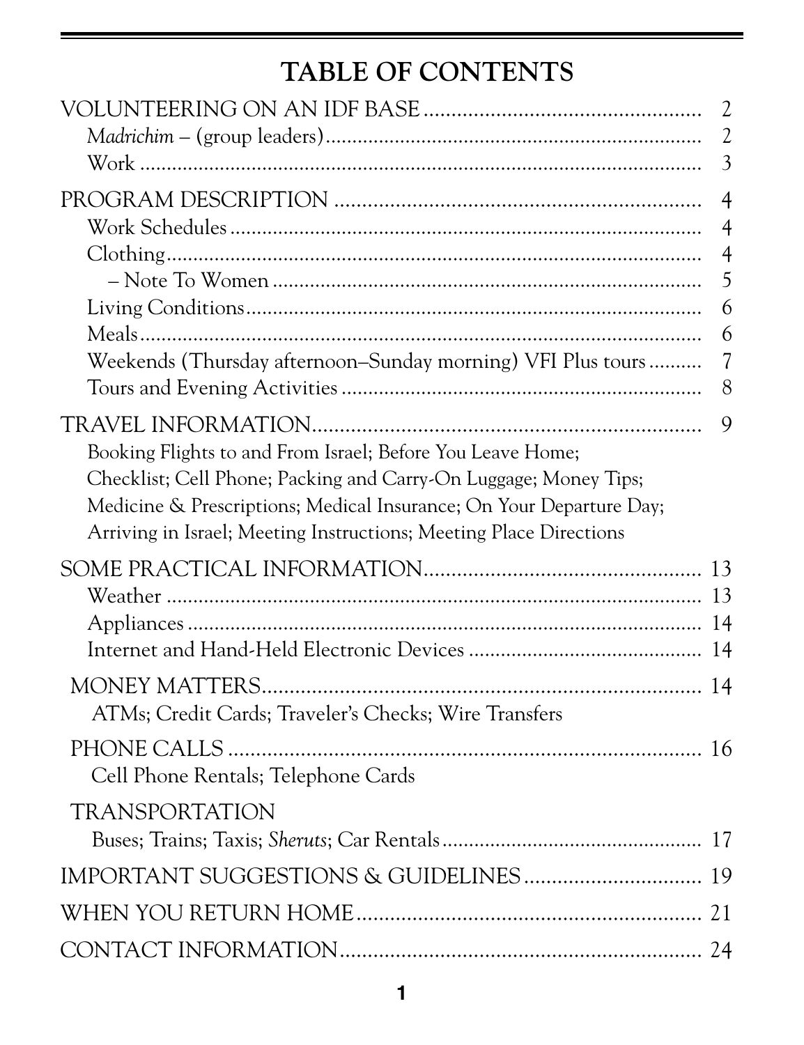# TABLE OF CONTENTS

| | |
|---|---|
| VOLUNTEERING ON AN IDF BASE | 2 |
| *Madrichim* – (group leaders) | 2 |
| Work | 3 |
| PROGRAM DESCRIPTION | 4 |
| Work Schedules | 4 |
| Clothing | 4 |
| – Note To Women | 5 |
| Living Conditions | 6 |
| Meals | 6 |
| Weekends (Thursday afternoon–Sunday morning) VFI Plus tours | 7 |
| Tours and Evening Activities | 8 |
| TRAVEL INFORMATION | 9 |
| Booking Flights to and From Israel; Before You Leave Home; Checklist; Cell Phone; Packing and Carry-On Luggage; Money Tips; Medicine & Prescriptions; Medical Insurance; On Your Departure Day; Arriving in Israel; Meeting Instructions; Meeting Place Directions | |
| SOME PRACTICAL INFORMATION | 13 |
| Weather | 13 |
| Appliances | 14 |
| Internet and Hand-Held Electronic Devices | 14 |
| MONEY MATTERS | 14 |
| ATMs; Credit Cards; Traveler's Checks; Wire Transfers | |
| PHONE CALLS | 16 |
| Cell Phone Rentals; Telephone Cards | |
| TRANSPORTATION | |
| Buses; Trains; Taxis; *Sheruts*; Car Rentals | 17 |
| IMPORTANT SUGGESTIONS & GUIDELINES | 19 |
| WHEN YOU RETURN HOME | 21 |
| CONTACT INFORMATION | 24 |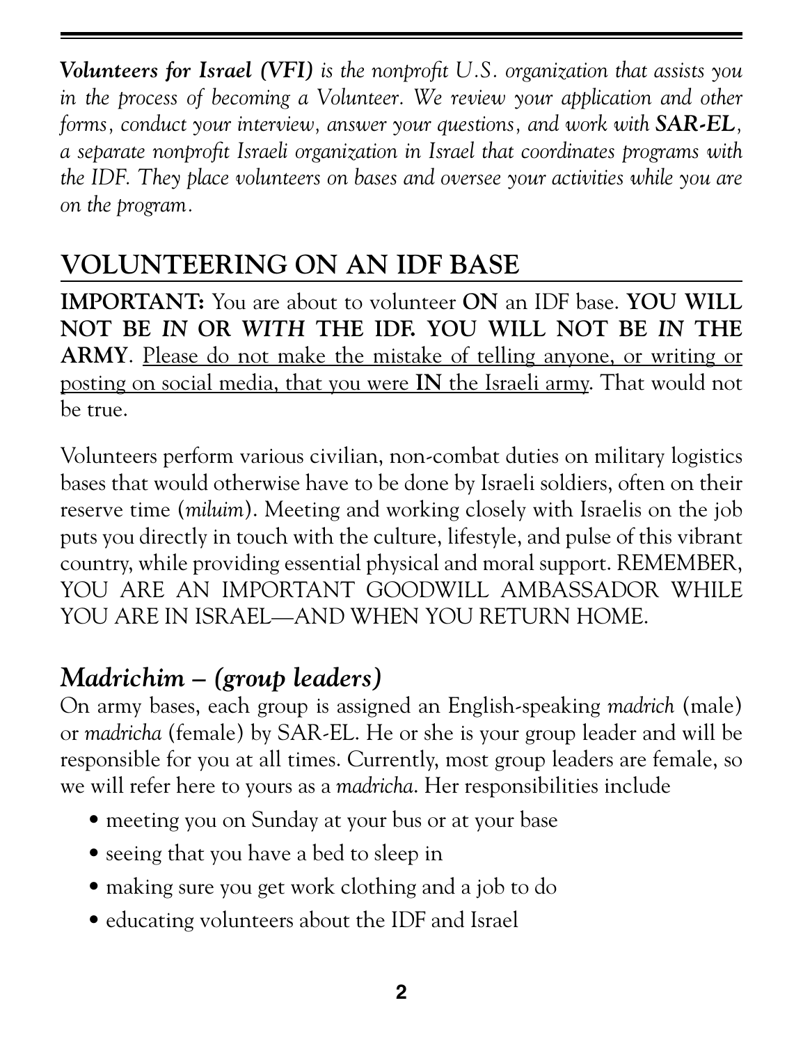***Volunteers for Israel (VFI)*** *is the nonprofit U.S. organization that assists you in the process of becoming a Volunteer. We review your application and other forms, conduct your interview, answer your questions, and work with* ***SAR-EL****, a separate nonprofit Israeli organization in Israel that coordinates programs with the IDF. They place volunteers on bases and oversee your activities while you are on the program.*

## VOLUNTEERING ON AN IDF BASE

**IMPORTANT:** You are about to volunteer **ON** an IDF base. **YOU WILL NOT BE *IN* OR *WITH* THE IDF. YOU WILL NOT BE *IN* THE ARMY**. <u>Please do not make the mistake of telling anyone, or writing or posting on social media, that you were **IN** the Israeli army</u>. That would not be true.

Volunteers perform various civilian, non-combat duties on military logistics bases that would otherwise have to be done by Israeli soldiers, often on their reserve time (*miluim*). Meeting and working closely with Israelis on the job puts you directly in touch with the culture, lifestyle, and pulse of this vibrant country, while providing essential physical and moral support. REMEMBER, YOU ARE AN IMPORTANT GOODWILL AMBASSADOR WHILE YOU ARE IN ISRAEL—AND WHEN YOU RETURN HOME.

### *Madrichim – (group leaders)*

On army bases, each group is assigned an English-speaking *madrich* (male) or *madricha* (female) by SAR-EL. He or she is your group leader and will be responsible for you at all times. Currently, most group leaders are female, so we will refer here to yours as a *madricha*. Her responsibilities include

- meeting you on Sunday at your bus or at your base
- seeing that you have a bed to sleep in
- making sure you get work clothing and a job to do
- educating volunteers about the IDF and Israel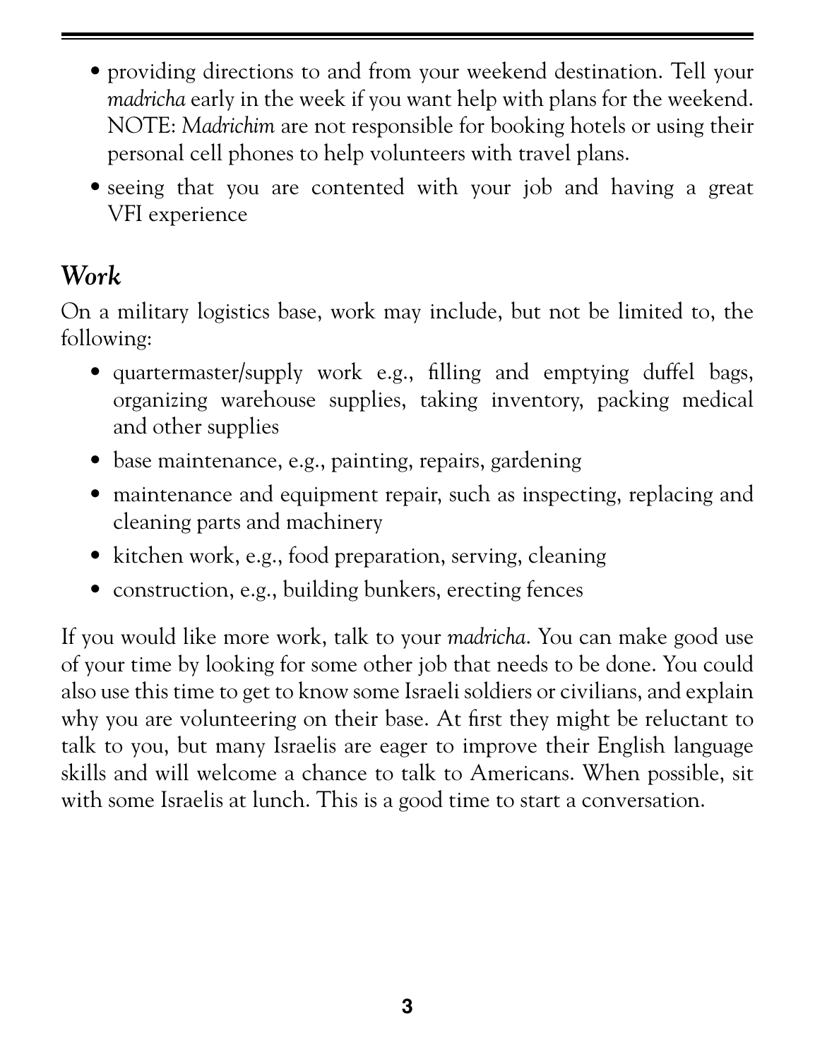- providing directions to and from your weekend destination. Tell your *madricha* early in the week if you want help with plans for the weekend. NOTE: *Madrichim* are not responsible for booking hotels or using their personal cell phones to help volunteers with travel plans.
- seeing that you are contented with your job and having a great VFI experience

## *Work*

On a military logistics base, work may include, but not be limited to, the following:

- quartermaster/supply work e.g., filling and emptying duffel bags, organizing warehouse supplies, taking inventory, packing medical and other supplies
- base maintenance, e.g., painting, repairs, gardening
- maintenance and equipment repair, such as inspecting, replacing and cleaning parts and machinery
- kitchen work, e.g., food preparation, serving, cleaning
- construction, e.g., building bunkers, erecting fences

If you would like more work, talk to your *madricha*. You can make good use of your time by looking for some other job that needs to be done. You could also use this time to get to know some Israeli soldiers or civilians, and explain why you are volunteering on their base. At first they might be reluctant to talk to you, but many Israelis are eager to improve their English language skills and will welcome a chance to talk to Americans. When possible, sit with some Israelis at lunch. This is a good time to start a conversation.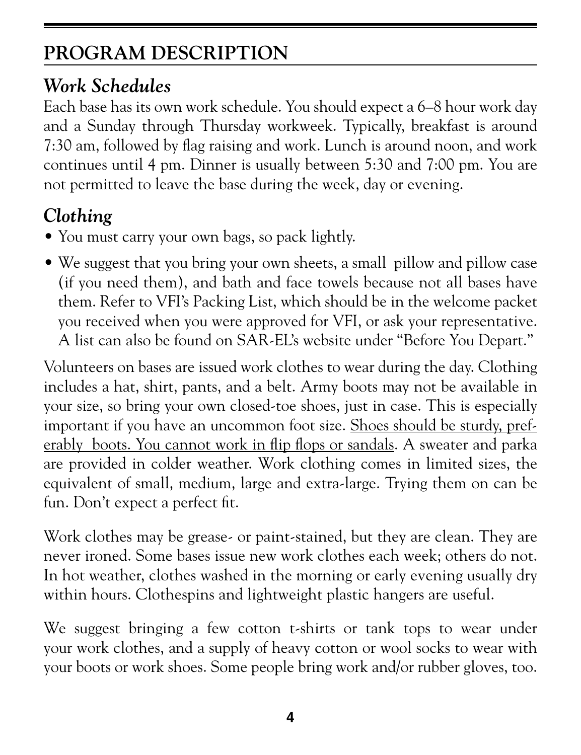# PROGRAM DESCRIPTION

## *Work Schedules*

Each base has its own work schedule. You should expect a 6–8 hour work day and a Sunday through Thursday workweek. Typically, breakfast is around 7:30 am, followed by flag raising and work. Lunch is around noon, and work continues until 4 pm. Dinner is usually between 5:30 and 7:00 pm. You are not permitted to leave the base during the week, day or evening.

## *Clothing*

- You must carry your own bags, so pack lightly.
- We suggest that you bring your own sheets, a small pillow and pillow case (if you need them), and bath and face towels because not all bases have them. Refer to VFI's Packing List, which should be in the welcome packet you received when you were approved for VFI, or ask your representative. A list can also be found on SAR-EL's website under "Before You Depart."

Volunteers on bases are issued work clothes to wear during the day. Clothing includes a hat, shirt, pants, and a belt. Army boots may not be available in your size, so bring your own closed-toe shoes, just in case. This is especially important if you have an uncommon foot size. <u>Shoes should be sturdy, preferably boots. You cannot work in flip flops or sandals</u>. A sweater and parka are provided in colder weather. Work clothing comes in limited sizes, the equivalent of small, medium, large and extra-large. Trying them on can be fun. Don't expect a perfect fit.

Work clothes may be grease- or paint-stained, but they are clean. They are never ironed. Some bases issue new work clothes each week; others do not. In hot weather, clothes washed in the morning or early evening usually dry within hours. Clothespins and lightweight plastic hangers are useful.

We suggest bringing a few cotton t-shirts or tank tops to wear under your work clothes, and a supply of heavy cotton or wool socks to wear with your boots or work shoes. Some people bring work and/or rubber gloves, too.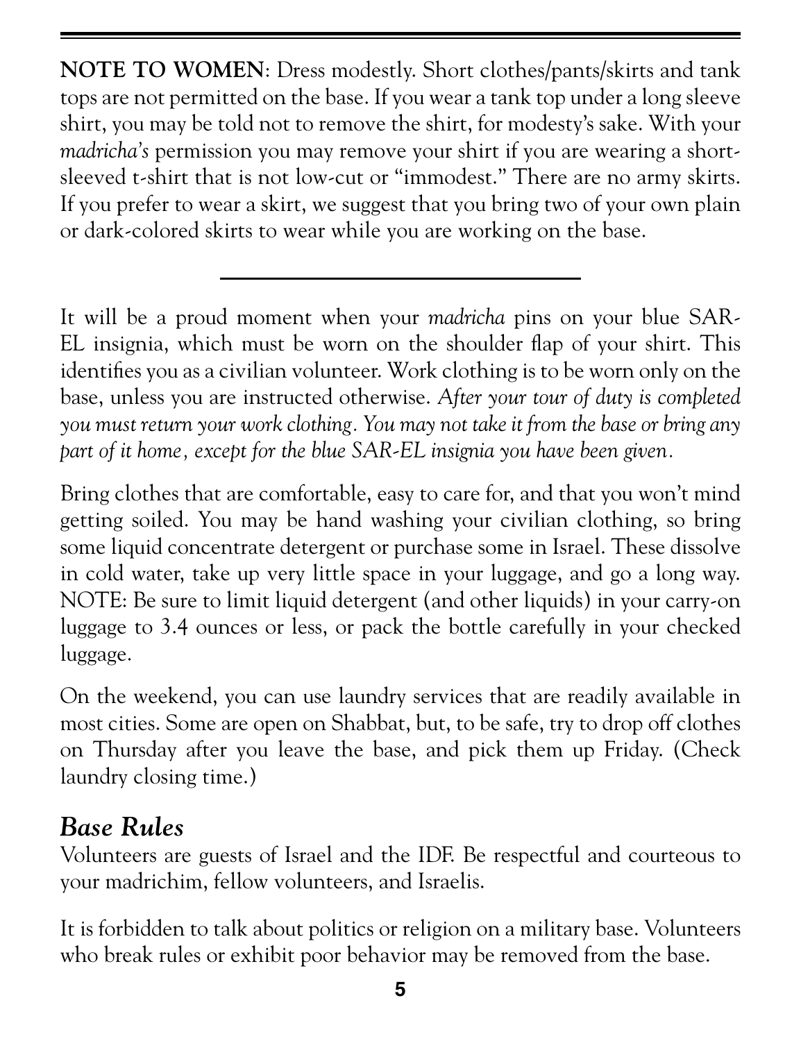**NOTE TO WOMEN**: Dress modestly. Short clothes/pants/skirts and tank tops are not permitted on the base. If you wear a tank top under a long sleeve shirt, you may be told not to remove the shirt, for modesty's sake. With your *madricha's* permission you may remove your shirt if you are wearing a short-sleeved t-shirt that is not low-cut or "immodest." There are no army skirts. If you prefer to wear a skirt, we suggest that you bring two of your own plain or dark-colored skirts to wear while you are working on the base.

---

It will be a proud moment when your *madricha* pins on your blue SAR-EL insignia, which must be worn on the shoulder flap of your shirt. This identifies you as a civilian volunteer. Work clothing is to be worn only on the base, unless you are instructed otherwise. *After your tour of duty is completed you must return your work clothing. You may not take it from the base or bring any part of it home, except for the blue SAR-EL insignia you have been given.*

Bring clothes that are comfortable, easy to care for, and that you won't mind getting soiled. You may be hand washing your civilian clothing, so bring some liquid concentrate detergent or purchase some in Israel. These dissolve in cold water, take up very little space in your luggage, and go a long way. NOTE: Be sure to limit liquid detergent (and other liquids) in your carry-on luggage to 3.4 ounces or less, or pack the bottle carefully in your checked luggage.

On the weekend, you can use laundry services that are readily available in most cities. Some are open on Shabbat, but, to be safe, try to drop off clothes on Thursday after you leave the base, and pick them up Friday. (Check laundry closing time.)

## *Base Rules*

Volunteers are guests of Israel and the IDF. Be respectful and courteous to your madrichim, fellow volunteers, and Israelis.

It is forbidden to talk about politics or religion on a military base. Volunteers who break rules or exhibit poor behavior may be removed from the base.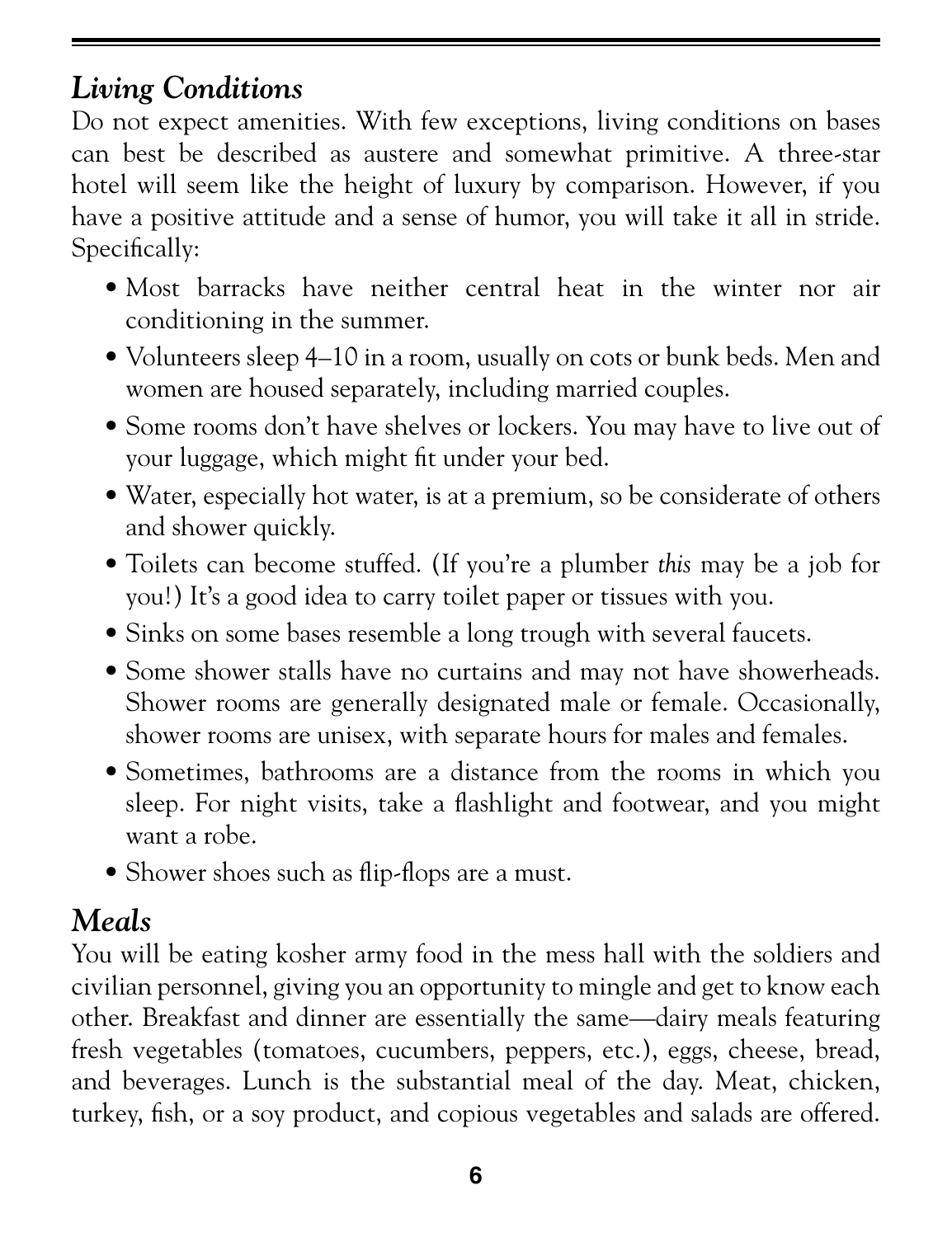## *Living Conditions*

Do not expect amenities. With few exceptions, living conditions on bases can best be described as austere and somewhat primitive. A three-star hotel will seem like the height of luxury by comparison. However, if you have a positive attitude and a sense of humor, you will take it all in stride. Specifically:

- Most barracks have neither central heat in the winter nor air conditioning in the summer.
- Volunteers sleep 4–10 in a room, usually on cots or bunk beds. Men and women are housed separately, including married couples.
- Some rooms don't have shelves or lockers. You may have to live out of your luggage, which might fit under your bed.
- Water, especially hot water, is at a premium, so be considerate of others and shower quickly.
- Toilets can become stuffed. (If you're a plumber *this* may be a job for you!) It's a good idea to carry toilet paper or tissues with you.
- Sinks on some bases resemble a long trough with several faucets.
- Some shower stalls have no curtains and may not have showerheads. Shower rooms are generally designated male or female. Occasionally, shower rooms are unisex, with separate hours for males and females.
- Sometimes, bathrooms are a distance from the rooms in which you sleep. For night visits, take a flashlight and footwear, and you might want a robe.
- Shower shoes such as flip-flops are a must.

## *Meals*

You will be eating kosher army food in the mess hall with the soldiers and civilian personnel, giving you an opportunity to mingle and get to know each other. Breakfast and dinner are essentially the same—dairy meals featuring fresh vegetables (tomatoes, cucumbers, peppers, etc.), eggs, cheese, bread, and beverages. Lunch is the substantial meal of the day. Meat, chicken, turkey, fish, or a soy product, and copious vegetables and salads are offered.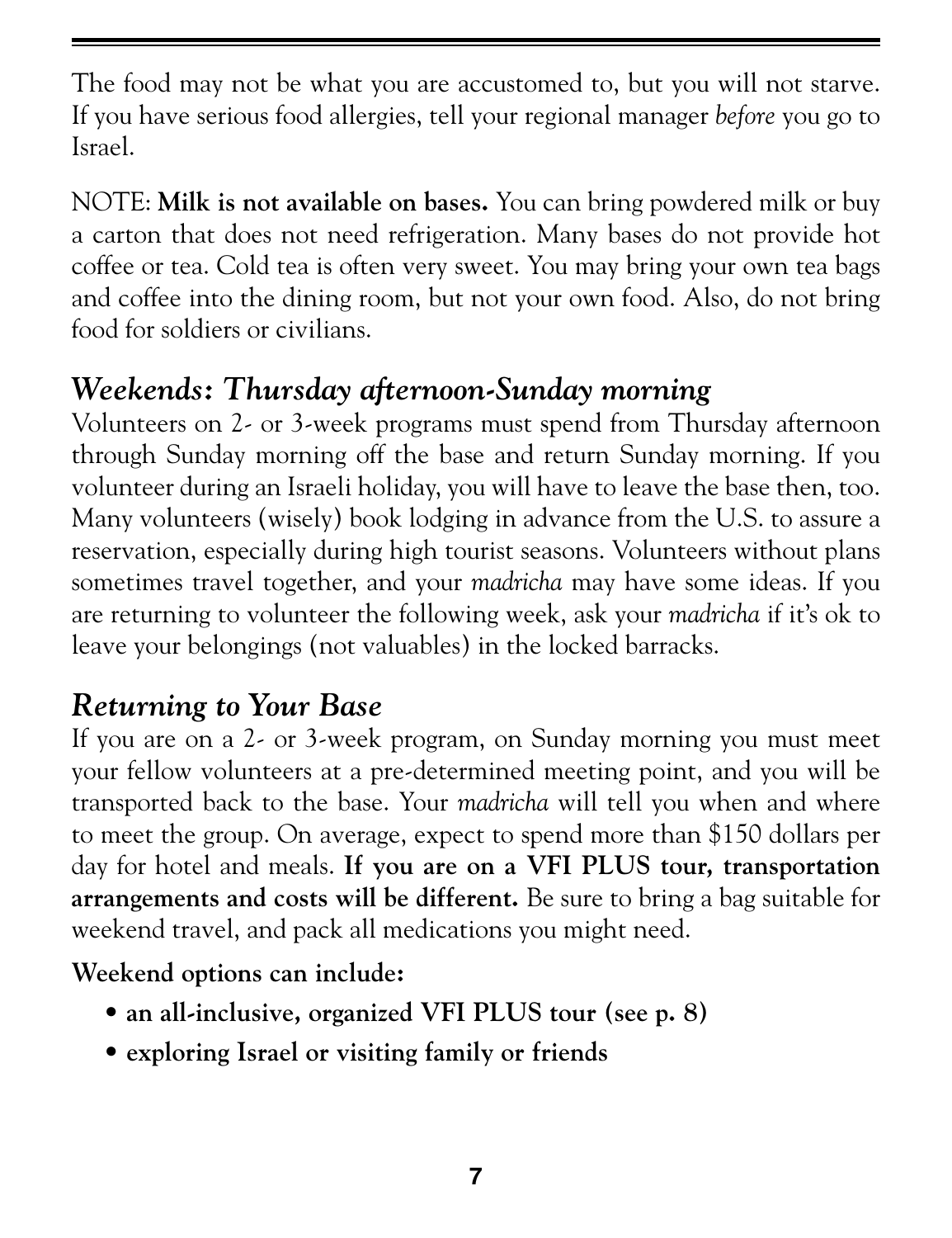The food may not be what you are accustomed to, but you will not starve. If you have serious food allergies, tell your regional manager *before* you go to Israel.

NOTE: **Milk is not available on bases.** You can bring powdered milk or buy a carton that does not need refrigeration. Many bases do not provide hot coffee or tea. Cold tea is often very sweet. You may bring your own tea bags and coffee into the dining room, but not your own food. Also, do not bring food for soldiers or civilians.

## *Weekends: Thursday afternoon-Sunday morning*

Volunteers on 2- or 3-week programs must spend from Thursday afternoon through Sunday morning off the base and return Sunday morning. If you volunteer during an Israeli holiday, you will have to leave the base then, too. Many volunteers (wisely) book lodging in advance from the U.S. to assure a reservation, especially during high tourist seasons. Volunteers without plans sometimes travel together, and your *madricha* may have some ideas. If you are returning to volunteer the following week, ask your *madricha* if it's ok to leave your belongings (not valuables) in the locked barracks.

## *Returning to Your Base*

If you are on a 2- or 3-week program, on Sunday morning you must meet your fellow volunteers at a pre-determined meeting point, and you will be transported back to the base. Your *madricha* will tell you when and where to meet the group. On average, expect to spend more than $150 dollars per day for hotel and meals. **If you are on a VFI PLUS tour, transportation arrangements and costs will be different.** Be sure to bring a bag suitable for weekend travel, and pack all medications you might need.

**Weekend options can include:**

- **an all-inclusive, organized VFI PLUS tour (see p. 8)**
- **exploring Israel or visiting family or friends**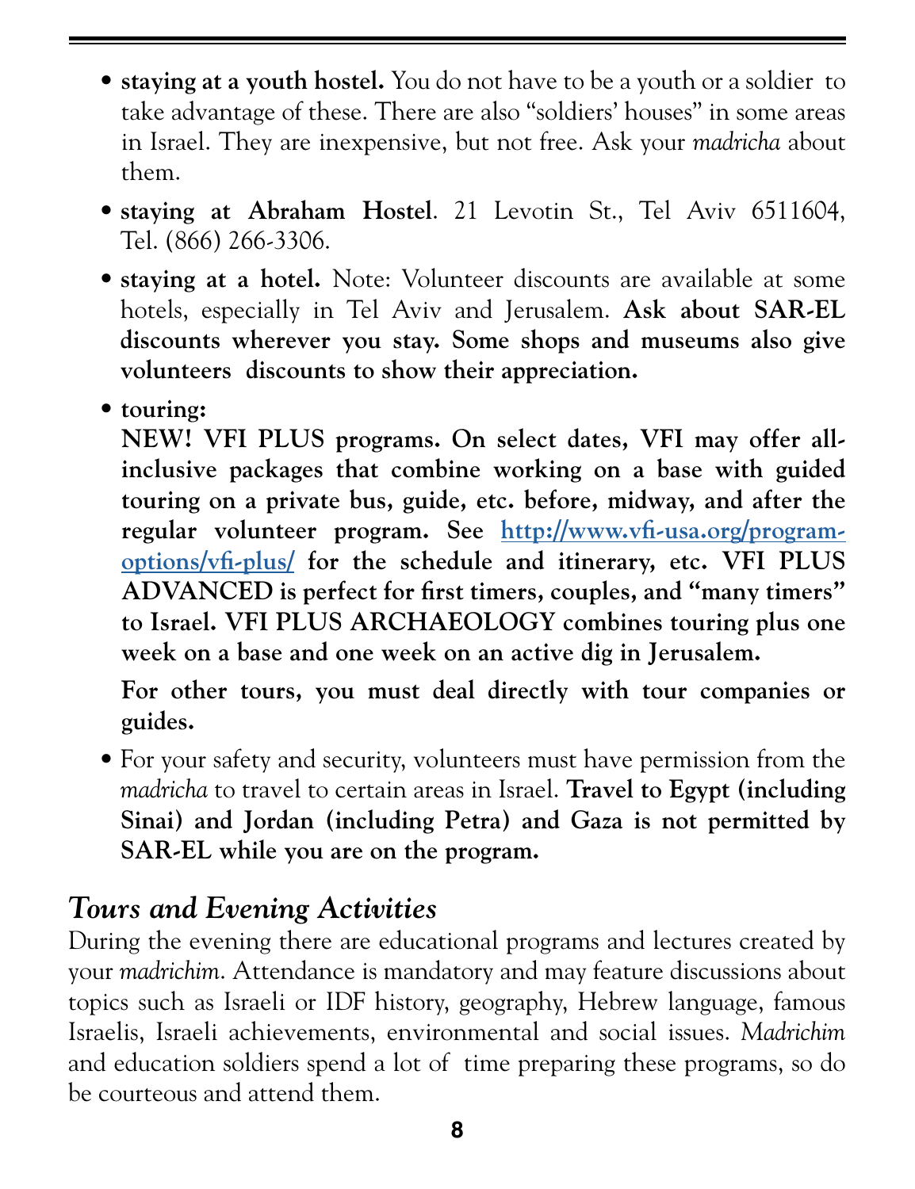- **staying at a youth hostel.** You do not have to be a youth or a soldier to take advantage of these. There are also "soldiers' houses" in some areas in Israel. They are inexpensive, but not free. Ask your *madricha* about them.

- **staying at Abraham Hostel**. 21 Levotin St., Tel Aviv 6511604, Tel. (866) 266-3306.

- **staying at a hotel.** Note: Volunteer discounts are available at some hotels, especially in Tel Aviv and Jerusalem. **Ask about SAR-EL discounts wherever you stay. Some shops and museums also give volunteers discounts to show their appreciation.**

- **touring:**
  **NEW! VFI PLUS programs. On select dates, VFI may offer all-inclusive packages that combine working on a base with guided touring on a private bus, guide, etc. before, midway, and after the regular volunteer program. See [http://www.vfi-usa.org/program-options/vfi-plus/](http://www.vfi-usa.org/program-options/vfi-plus/) for the schedule and itinerary, etc. VFI PLUS ADVANCED is perfect for first timers, couples, and "many timers" to Israel. VFI PLUS ARCHAEOLOGY combines touring plus one week on a base and one week on an active dig in Jerusalem.**

  **For other tours, you must deal directly with tour companies or guides.**

- For your safety and security, volunteers must have permission from the *madricha* to travel to certain areas in Israel. **Travel to Egypt (including Sinai) and Jordan (including Petra) and Gaza is not permitted by SAR-EL while you are on the program.**

## *Tours and Evening Activities*

During the evening there are educational programs and lectures created by your *madrichim*. Attendance is mandatory and may feature discussions about topics such as Israeli or IDF history, geography, Hebrew language, famous Israelis, Israeli achievements, environmental and social issues. *Madrichim* and education soldiers spend a lot of time preparing these programs, so do be courteous and attend them.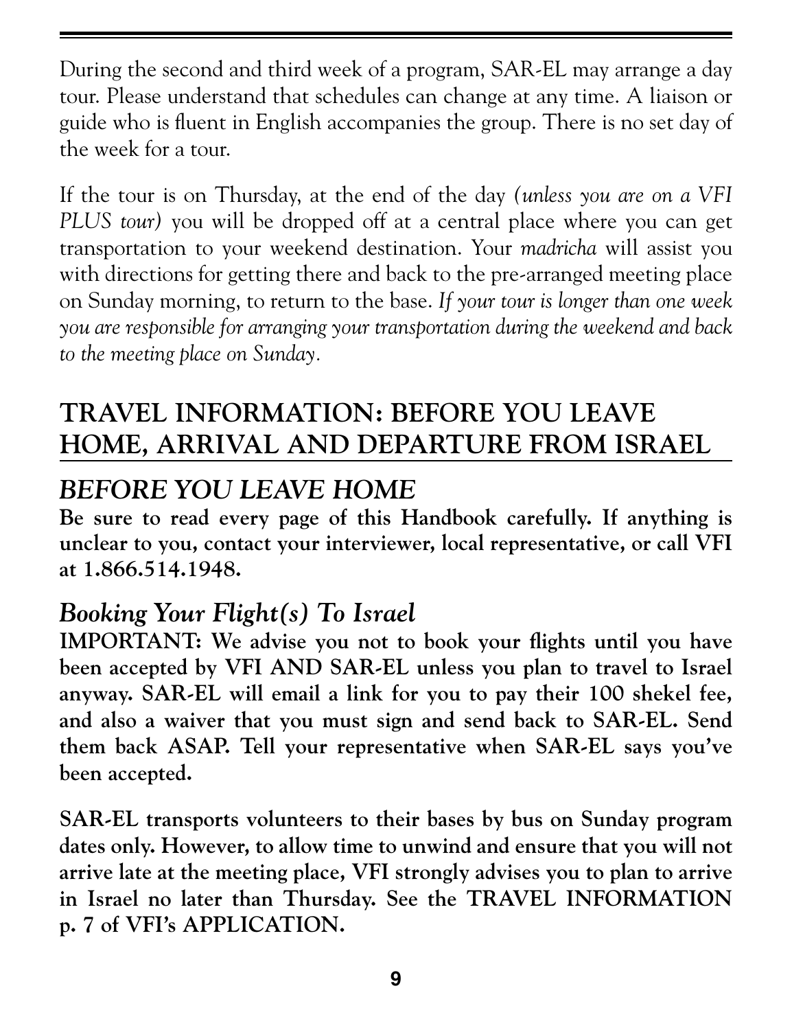During the second and third week of a program, SAR-EL may arrange a day tour. Please understand that schedules can change at any time. A liaison or guide who is fluent in English accompanies the group. There is no set day of the week for a tour.

If the tour is on Thursday, at the end of the day *(unless you are on a VFI PLUS tour)* you will be dropped off at a central place where you can get transportation to your weekend destination. Your *madricha* will assist you with directions for getting there and back to the pre-arranged meeting place on Sunday morning, to return to the base. *If your tour is longer than one week you are responsible for arranging your transportation during the weekend and back to the meeting place on Sunday.*

## TRAVEL INFORMATION: BEFORE YOU LEAVE HOME, ARRIVAL AND DEPARTURE FROM ISRAEL

### *BEFORE YOU LEAVE HOME*

**Be sure to read every page of this Handbook carefully. If anything is unclear to you, contact your interviewer, local representative, or call VFI at 1.866.514.1948.**

#### *Booking Your Flight(s) To Israel*

**IMPORTANT: We advise you not to book your flights until you have been accepted by VFI AND SAR-EL unless you plan to travel to Israel anyway. SAR-EL will email a link for you to pay their 100 shekel fee, and also a waiver that you must sign and send back to SAR-EL. Send them back ASAP. Tell your representative when SAR-EL says you've been accepted.**

**SAR-EL transports volunteers to their bases by bus on Sunday program dates only. However, to allow time to unwind and ensure that you will not arrive late at the meeting place, VFI strongly advises you to plan to arrive in Israel no later than Thursday. See the TRAVEL INFORMATION p. 7 of VFI's APPLICATION.**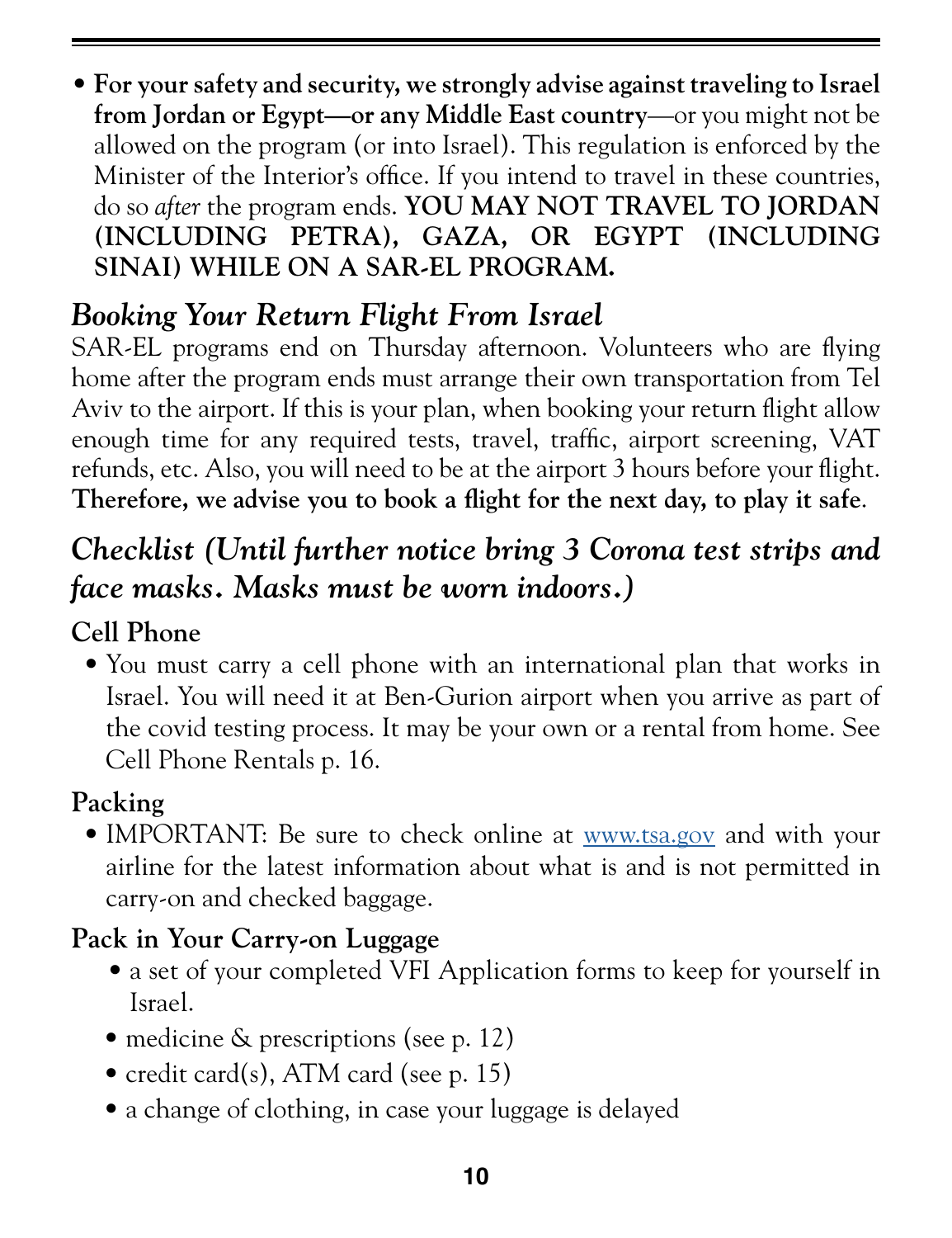- **For your safety and security, we strongly advise against traveling to Israel from Jordan or Egypt—or any Middle East country**—or you might not be allowed on the program (or into Israel). This regulation is enforced by the Minister of the Interior's office. If you intend to travel in these countries, do so *after* the program ends. **YOU MAY NOT TRAVEL TO JORDAN (INCLUDING PETRA), GAZA, OR EGYPT (INCLUDING SINAI) WHILE ON A SAR-EL PROGRAM.**

## *Booking Your Return Flight From Israel*

SAR-EL programs end on Thursday afternoon. Volunteers who are flying home after the program ends must arrange their own transportation from Tel Aviv to the airport. If this is your plan, when booking your return flight allow enough time for any required tests, travel, traffic, airport screening, VAT refunds, etc. Also, you will need to be at the airport 3 hours before your flight. **Therefore, we advise you to book a flight for the next day, to play it safe**.

## *Checklist (Until further notice bring 3 Corona test strips and face masks. Masks must be worn indoors.)*

### Cell Phone

- You must carry a cell phone with an international plan that works in Israel. You will need it at Ben-Gurion airport when you arrive as part of the covid testing process. It may be your own or a rental from home. See Cell Phone Rentals p. 16.

### Packing

- IMPORTANT: Be sure to check online at [www.tsa.gov](www.tsa.gov) and with your airline for the latest information about what is and is not permitted in carry-on and checked baggage.

### Pack in Your Carry-on Luggage

- a set of your completed VFI Application forms to keep for yourself in Israel.
- medicine & prescriptions (see p. 12)
- credit card(s), ATM card (see p. 15)
- a change of clothing, in case your luggage is delayed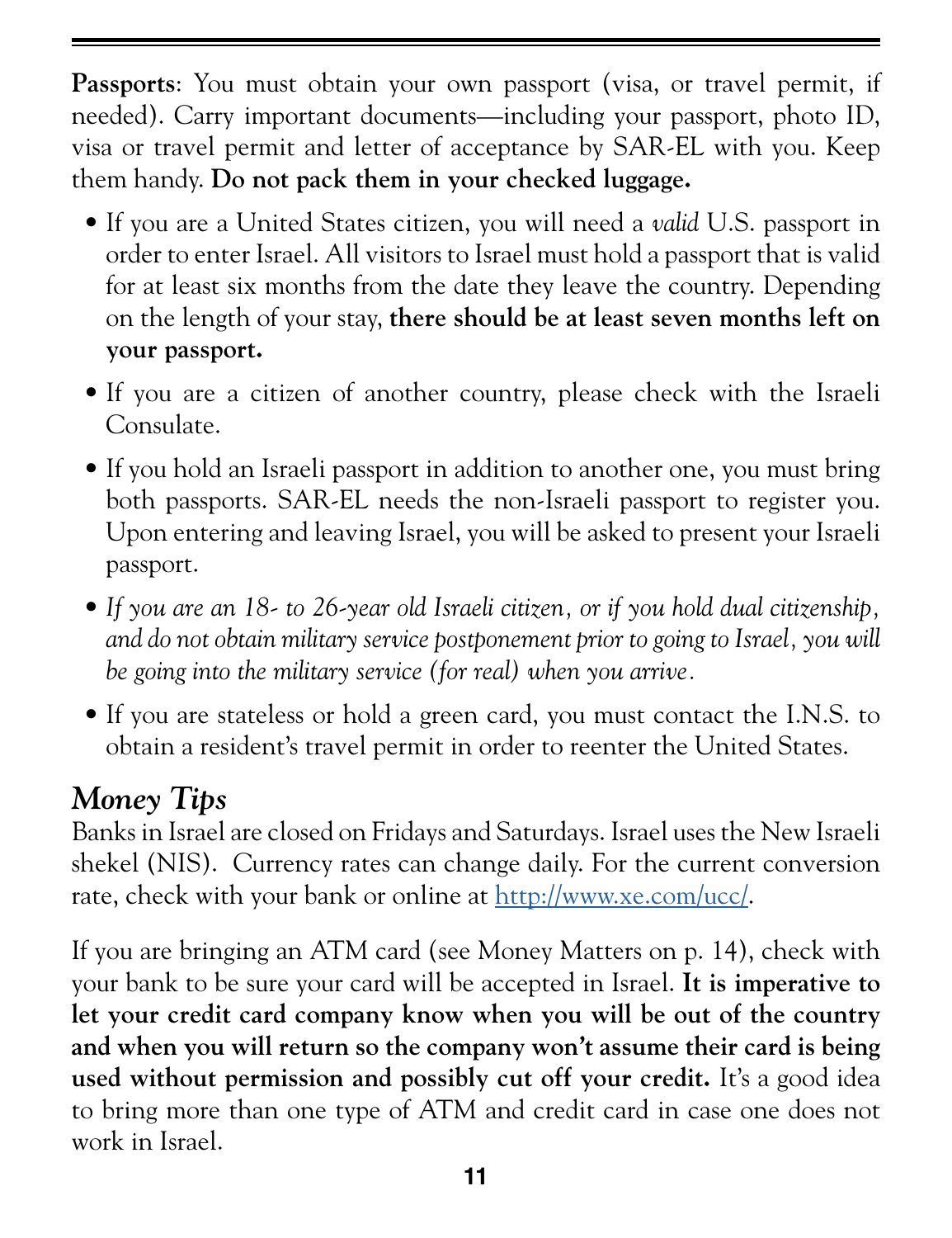**Passports**: You must obtain your own passport (visa, or travel permit, if needed). Carry important documents—including your passport, photo ID, visa or travel permit and letter of acceptance by SAR-EL with you. Keep them handy. **Do not pack them in your checked luggage.**

- If you are a United States citizen, you will need a *valid* U.S. passport in order to enter Israel. All visitors to Israel must hold a passport that is valid for at least six months from the date they leave the country. Depending on the length of your stay, **there should be at least seven months left on your passport.**
- If you are a citizen of another country, please check with the Israeli Consulate.
- If you hold an Israeli passport in addition to another one, you must bring both passports. SAR-EL needs the non-Israeli passport to register you. Upon entering and leaving Israel, you will be asked to present your Israeli passport.
- *If you are an 18- to 26-year old Israeli citizen, or if you hold dual citizenship, and do not obtain military service postponement prior to going to Israel, you will be going into the military service (for real) when you arrive.*
- If you are stateless or hold a green card, you must contact the I.N.S. to obtain a resident's travel permit in order to reenter the United States.

## *Money Tips*

Banks in Israel are closed on Fridays and Saturdays. Israel uses the New Israeli shekel (NIS). Currency rates can change daily. For the current conversion rate, check with your bank or online at [http://www.xe.com/ucc/](http://www.xe.com/ucc/).

If you are bringing an ATM card (see Money Matters on p. 14), check with your bank to be sure your card will be accepted in Israel. **It is imperative to let your credit card company know when you will be out of the country and when you will return so the company won't assume their card is being used without permission and possibly cut off your credit.** It's a good idea to bring more than one type of ATM and credit card in case one does not work in Israel.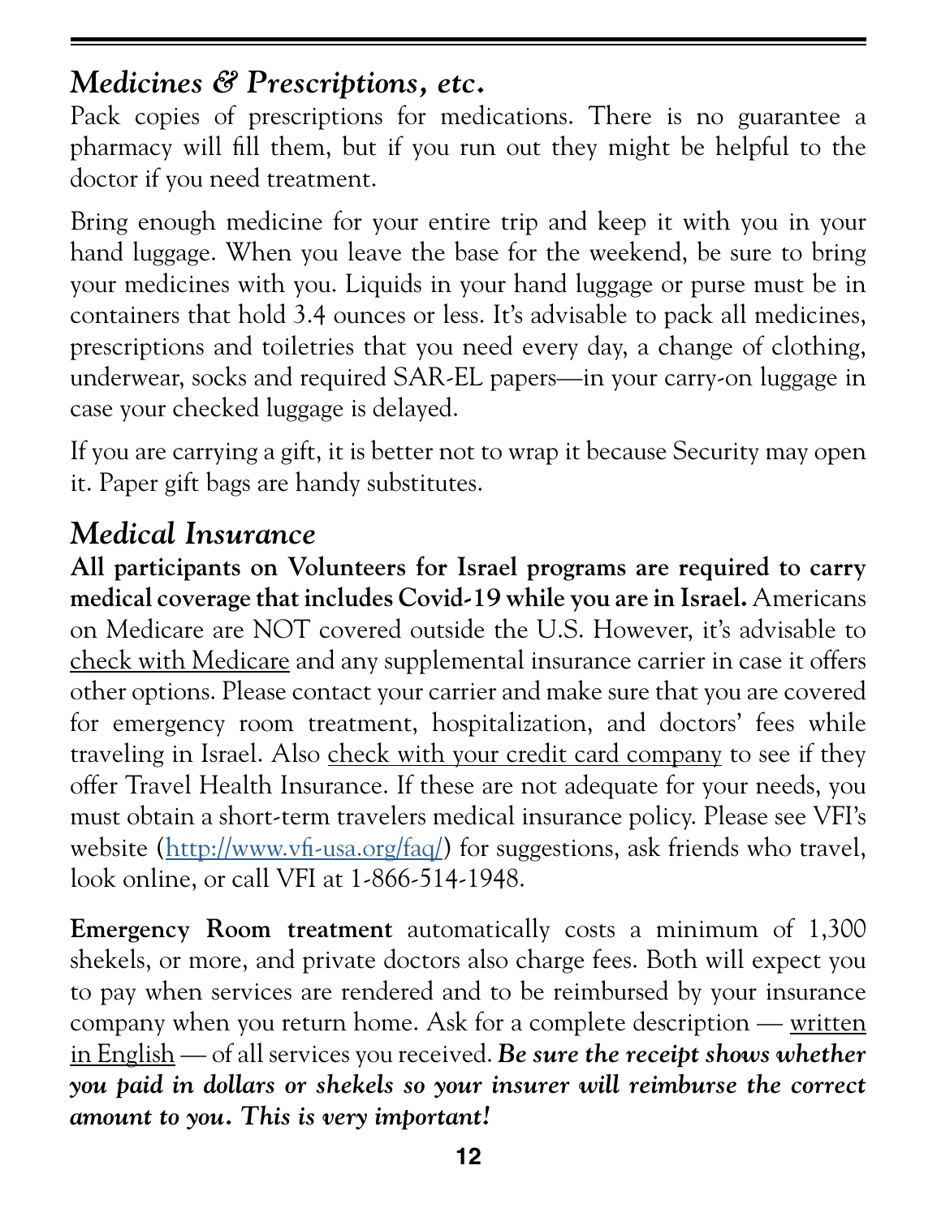## *Medicines & Prescriptions, etc.*

Pack copies of prescriptions for medications. There is no guarantee a pharmacy will fill them, but if you run out they might be helpful to the doctor if you need treatment.

Bring enough medicine for your entire trip and keep it with you in your hand luggage. When you leave the base for the weekend, be sure to bring your medicines with you. Liquids in your hand luggage or purse must be in containers that hold 3.4 ounces or less. It's advisable to pack all medicines, prescriptions and toiletries that you need every day, a change of clothing, underwear, socks and required SAR-EL papers—in your carry-on luggage in case your checked luggage is delayed.

If you are carrying a gift, it is better not to wrap it because Security may open it. Paper gift bags are handy substitutes.

## *Medical Insurance*

**All participants on Volunteers for Israel programs are required to carry medical coverage that includes Covid-19 while you are in Israel.** Americans on Medicare are NOT covered outside the U.S. However, it's advisable to check with Medicare and any supplemental insurance carrier in case it offers other options. Please contact your carrier and make sure that you are covered for emergency room treatment, hospitalization, and doctors' fees while traveling in Israel. Also check with your credit card company to see if they offer Travel Health Insurance. If these are not adequate for your needs, you must obtain a short-term travelers medical insurance policy. Please see VFI's website (http://www.vfi-usa.org/faq/) for suggestions, ask friends who travel, look online, or call VFI at 1-866-514-1948.

**Emergency Room treatment** automatically costs a minimum of 1,300 shekels, or more, and private doctors also charge fees. Both will expect you to pay when services are rendered and to be reimbursed by your insurance company when you return home. Ask for a complete description — written in English — of all services you received. ***Be sure the receipt shows whether you paid in dollars or shekels so your insurer will reimburse the correct amount to you. This is very important!***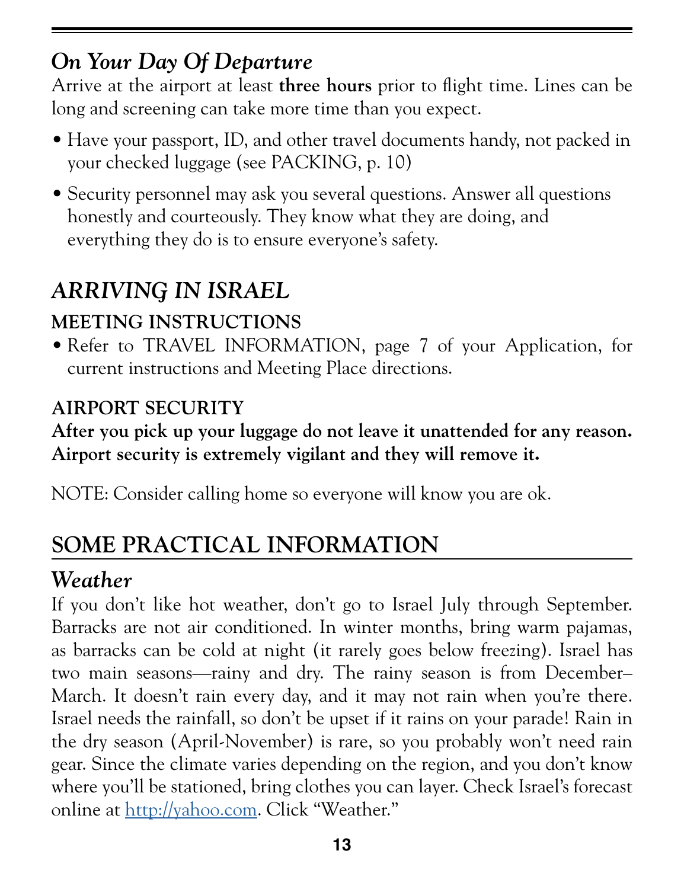### *On Your Day Of Departure*

Arrive at the airport at least **three hours** prior to flight time. Lines can be long and screening can take more time than you expect.

- Have your passport, ID, and other travel documents handy, not packed in your checked luggage (see PACKING, p. 10)
- Security personnel may ask you several questions. Answer all questions honestly and courteously. They know what they are doing, and everything they do is to ensure everyone's safety.

## *ARRIVING IN ISRAEL*

### MEETING INSTRUCTIONS

- Refer to TRAVEL INFORMATION, page 7 of your Application, for current instructions and Meeting Place directions.

### AIRPORT SECURITY

**After you pick up your luggage do not leave it unattended for any reason. Airport security is extremely vigilant and they will remove it.**

NOTE: Consider calling home so everyone will know you are ok.

## SOME PRACTICAL INFORMATION

### *Weather*

If you don't like hot weather, don't go to Israel July through September. Barracks are not air conditioned. In winter months, bring warm pajamas, as barracks can be cold at night (it rarely goes below freezing). Israel has two main seasons—rainy and dry. The rainy season is from December–March. It doesn't rain every day, and it may not rain when you're there. Israel needs the rainfall, so don't be upset if it rains on your parade! Rain in the dry season (April-November) is rare, so you probably won't need rain gear. Since the climate varies depending on the region, and you don't know where you'll be stationed, bring clothes you can layer. Check Israel's forecast online at [http://yahoo.com](http://yahoo.com). Click "Weather."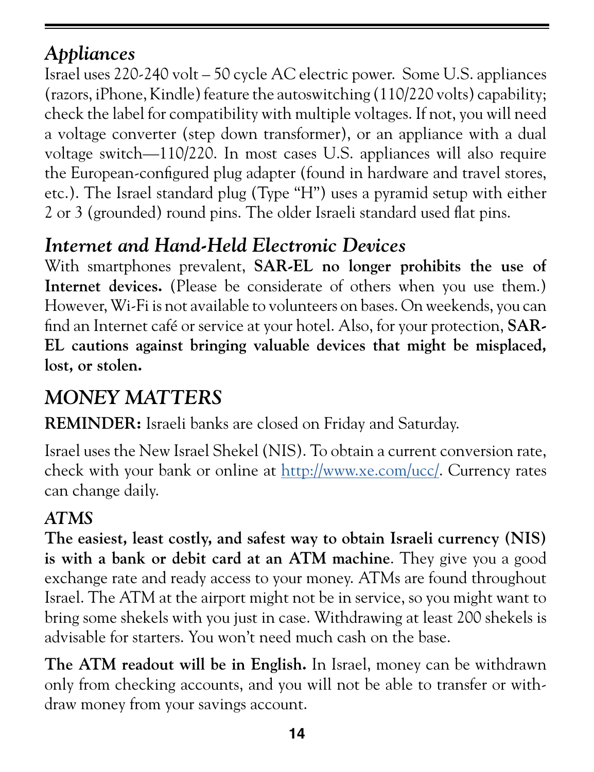### *Appliances*

Israel uses 220-240 volt – 50 cycle AC electric power. Some U.S. appliances (razors, iPhone, Kindle) feature the autoswitching (110/220 volts) capability; check the label for compatibility with multiple voltages. If not, you will need a voltage converter (step down transformer), or an appliance with a dual voltage switch—110/220. In most cases U.S. appliances will also require the European-configured plug adapter (found in hardware and travel stores, etc.). The Israel standard plug (Type "H") uses a pyramid setup with either 2 or 3 (grounded) round pins. The older Israeli standard used flat pins.

### *Internet and Hand-Held Electronic Devices*

With smartphones prevalent, **SAR-EL no longer prohibits the use of Internet devices.** (Please be considerate of others when you use them.) However, Wi-Fi is not available to volunteers on bases. On weekends, you can find an Internet café or service at your hotel. Also, for your protection, **SAR-EL cautions against bringing valuable devices that might be misplaced, lost, or stolen.**

## *MONEY MATTERS*

**REMINDER:** Israeli banks are closed on Friday and Saturday.

Israel uses the New Israel Shekel (NIS). To obtain a current conversion rate, check with your bank or online at [http://www.xe.com/ucc/](http://www.xe.com/ucc/). Currency rates can change daily.

### *ATMS*

**The easiest, least costly, and safest way to obtain Israeli currency (NIS) is with a bank or debit card at an ATM machine**. They give you a good exchange rate and ready access to your money. ATMs are found throughout Israel. The ATM at the airport might not be in service, so you might want to bring some shekels with you just in case. Withdrawing at least 200 shekels is advisable for starters. You won't need much cash on the base.

**The ATM readout will be in English.** In Israel, money can be withdrawn only from checking accounts, and you will not be able to transfer or withdraw money from your savings account.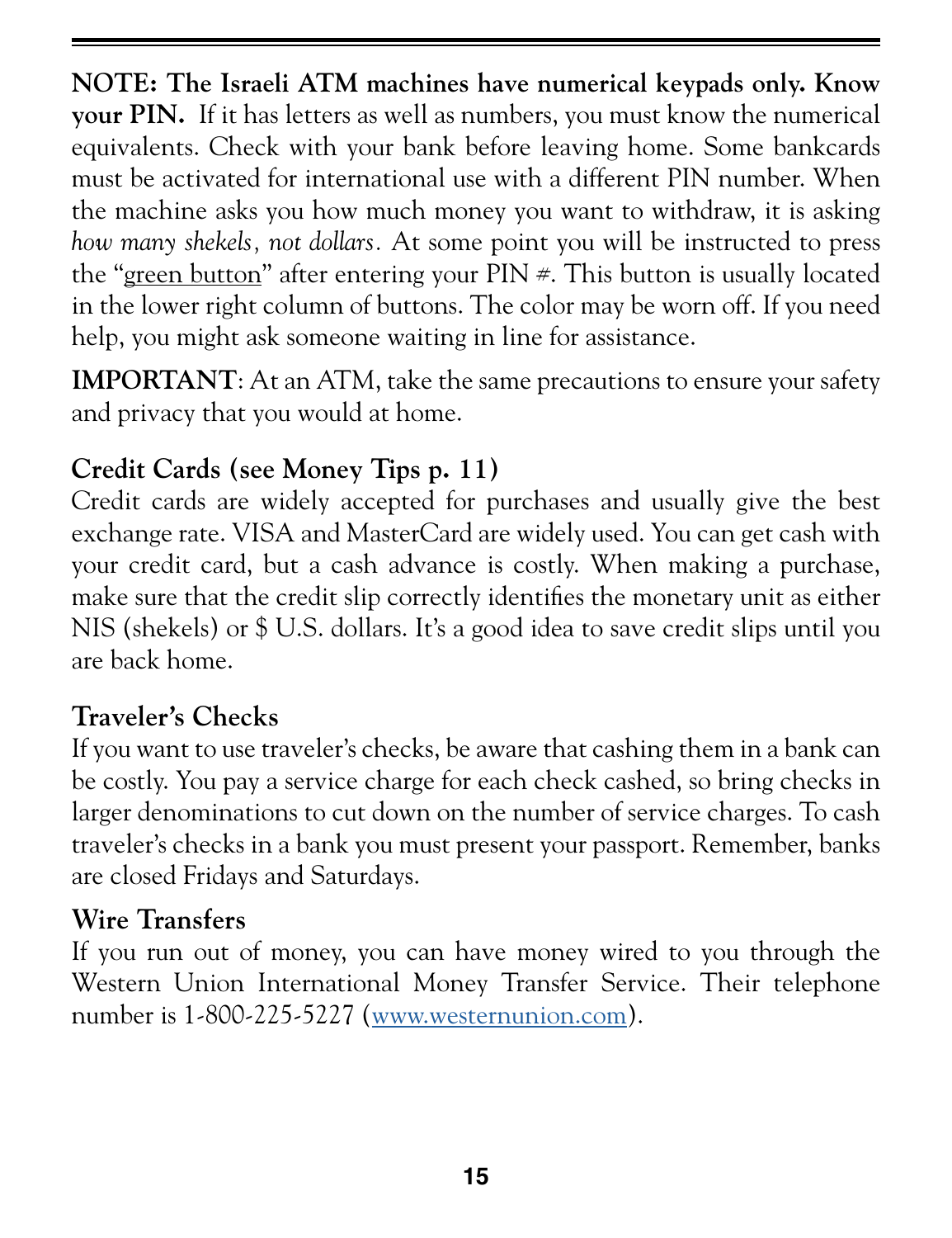**NOTE: The Israeli ATM machines have numerical keypads only. Know your PIN.** If it has letters as well as numbers, you must know the numerical equivalents. Check with your bank before leaving home. Some bankcards must be activated for international use with a different PIN number. When the machine asks you how much money you want to withdraw, it is asking *how many shekels, not dollars*. At some point you will be instructed to press the "green button" after entering your PIN #. This button is usually located in the lower right column of buttons. The color may be worn off. If you need help, you might ask someone waiting in line for assistance.

**IMPORTANT**: At an ATM, take the same precautions to ensure your safety and privacy that you would at home.

### Credit Cards (see Money Tips p. 11)

Credit cards are widely accepted for purchases and usually give the best exchange rate. VISA and MasterCard are widely used. You can get cash with your credit card, but a cash advance is costly. When making a purchase, make sure that the credit slip correctly identifies the monetary unit as either NIS (shekels) or $ U.S. dollars. It's a good idea to save credit slips until you are back home.

### Traveler's Checks

If you want to use traveler's checks, be aware that cashing them in a bank can be costly. You pay a service charge for each check cashed, so bring checks in larger denominations to cut down on the number of service charges. To cash traveler's checks in a bank you must present your passport. Remember, banks are closed Fridays and Saturdays.

### Wire Transfers

If you run out of money, you can have money wired to you through the Western Union International Money Transfer Service. Their telephone number is 1-800-225-5227 ([www.westernunion.com](http://www.westernunion.com)).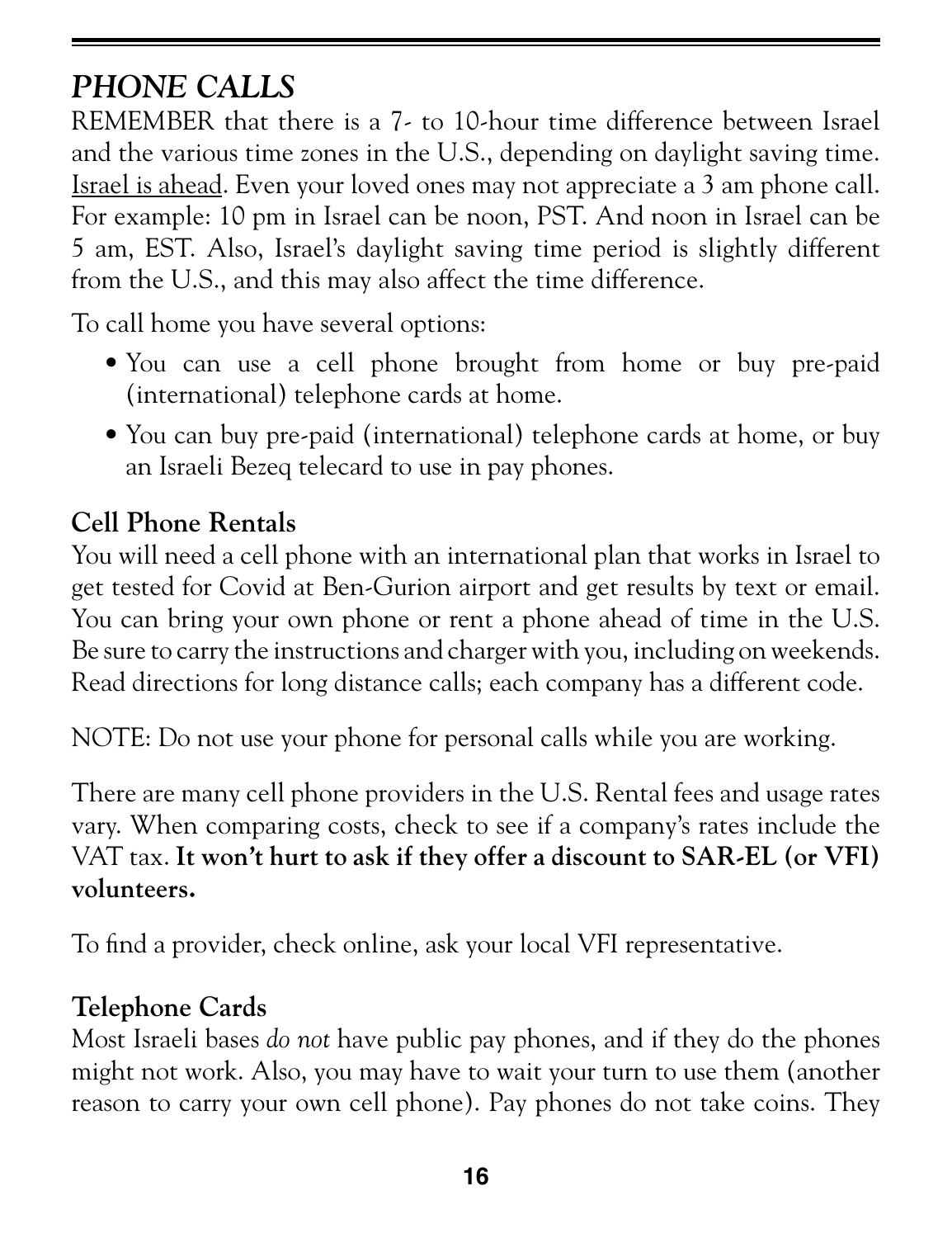## *PHONE CALLS*

REMEMBER that there is a 7- to 10-hour time difference between Israel and the various time zones in the U.S., depending on daylight saving time. Israel is ahead. Even your loved ones may not appreciate a 3 am phone call. For example: 10 pm in Israel can be noon, PST. And noon in Israel can be 5 am, EST. Also, Israel's daylight saving time period is slightly different from the U.S., and this may also affect the time difference.

To call home you have several options:

- You can use a cell phone brought from home or buy pre-paid (international) telephone cards at home.
- You can buy pre-paid (international) telephone cards at home, or buy an Israeli Bezeq telecard to use in pay phones.

### Cell Phone Rentals

You will need a cell phone with an international plan that works in Israel to get tested for Covid at Ben-Gurion airport and get results by text or email. You can bring your own phone or rent a phone ahead of time in the U.S. Be sure to carry the instructions and charger with you, including on weekends. Read directions for long distance calls; each company has a different code.

NOTE: Do not use your phone for personal calls while you are working.

There are many cell phone providers in the U.S. Rental fees and usage rates vary. When comparing costs, check to see if a company's rates include the VAT tax. **It won't hurt to ask if they offer a discount to SAR-EL (or VFI) volunteers.**

To find a provider, check online, ask your local VFI representative.

### Telephone Cards

Most Israeli bases *do not* have public pay phones, and if they do the phones might not work. Also, you may have to wait your turn to use them (another reason to carry your own cell phone). Pay phones do not take coins. They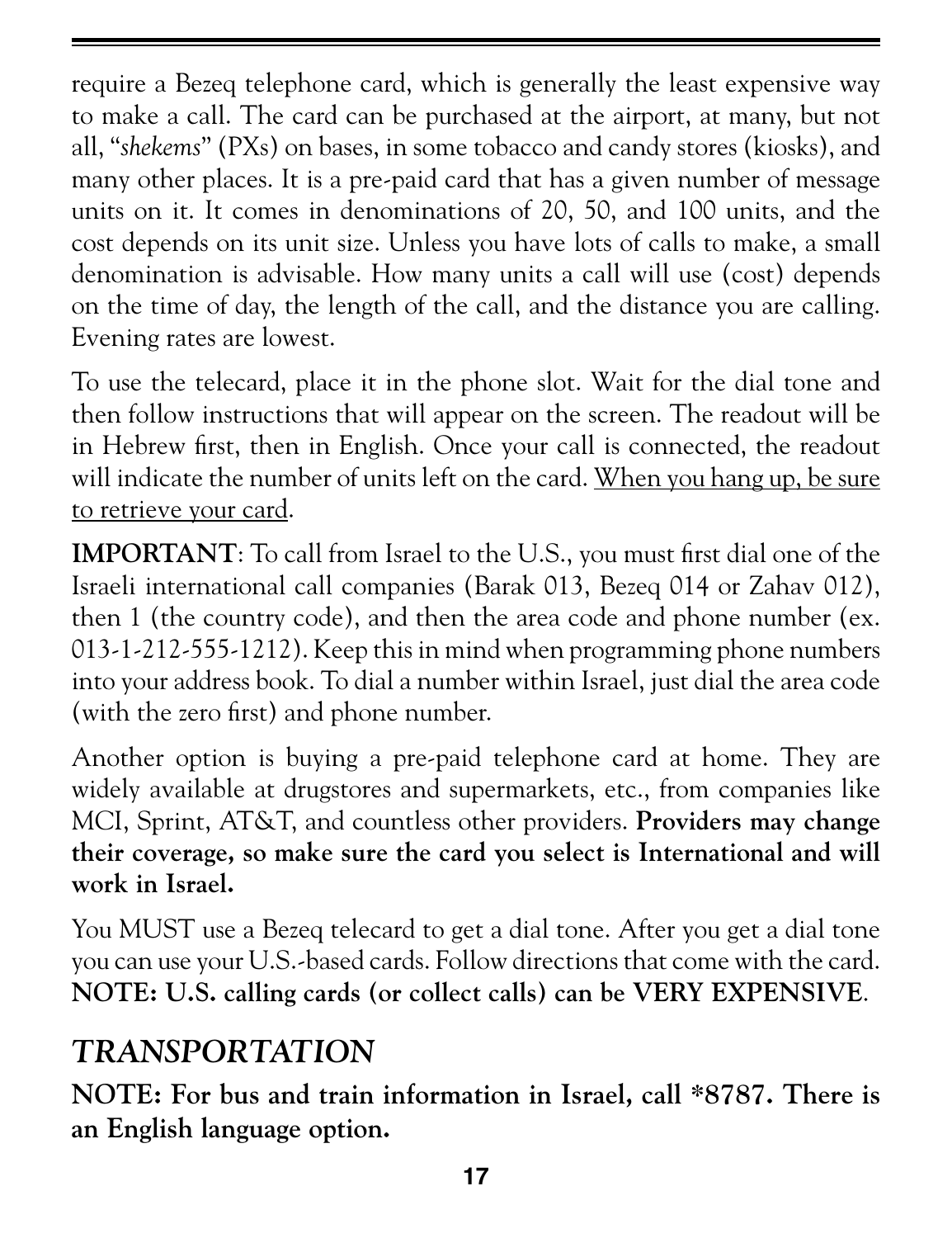require a Bezeq telephone card, which is generally the least expensive way to make a call. The card can be purchased at the airport, at many, but not all, "*shekems*" (PXs) on bases, in some tobacco and candy stores (kiosks), and many other places. It is a pre-paid card that has a given number of message units on it. It comes in denominations of 20, 50, and 100 units, and the cost depends on its unit size. Unless you have lots of calls to make, a small denomination is advisable. How many units a call will use (cost) depends on the time of day, the length of the call, and the distance you are calling. Evening rates are lowest.

To use the telecard, place it in the phone slot. Wait for the dial tone and then follow instructions that will appear on the screen. The readout will be in Hebrew first, then in English. Once your call is connected, the readout will indicate the number of units left on the card. <u>When you hang up, be sure to retrieve your card</u>.

**IMPORTANT**: To call from Israel to the U.S., you must first dial one of the Israeli international call companies (Barak 013, Bezeq 014 or Zahav 012), then 1 (the country code), and then the area code and phone number (ex. 013-1-212-555-1212). Keep this in mind when programming phone numbers into your address book. To dial a number within Israel, just dial the area code (with the zero first) and phone number.

Another option is buying a pre-paid telephone card at home. They are widely available at drugstores and supermarkets, etc., from companies like MCI, Sprint, AT&T, and countless other providers. **Providers may change their coverage, so make sure the card you select is International and will work in Israel.**

You MUST use a Bezeq telecard to get a dial tone. After you get a dial tone you can use your U.S.-based cards. Follow directions that come with the card. **NOTE: U.S. calling cards (or collect calls) can be VERY EXPENSIVE**.

## *TRANSPORTATION*

**NOTE: For bus and train information in Israel, call *8787. There is an English language option.**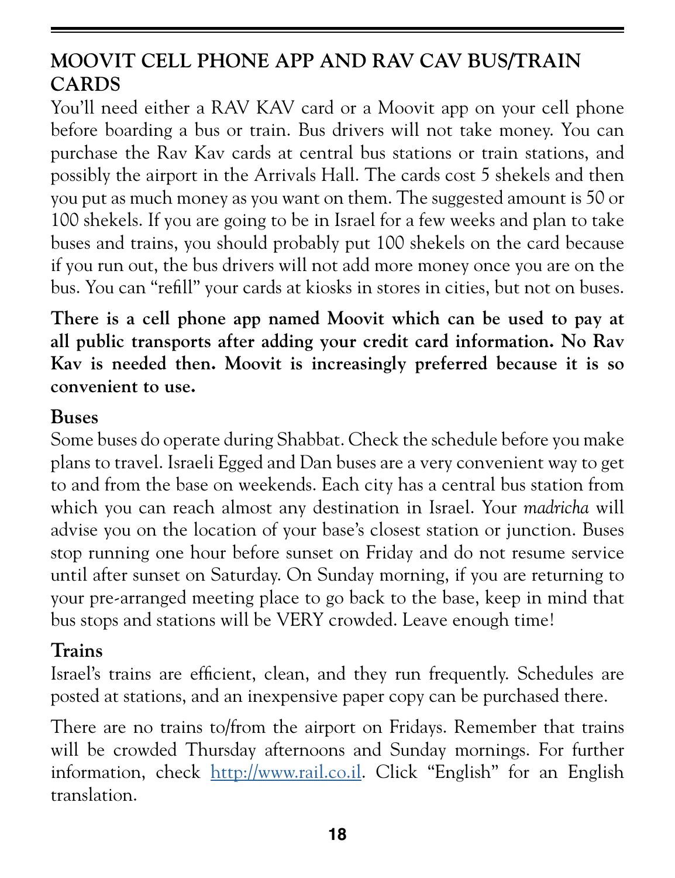## MOOVIT CELL PHONE APP AND RAV CAV BUS/TRAIN CARDS

You'll need either a RAV KAV card or a Moovit app on your cell phone before boarding a bus or train. Bus drivers will not take money. You can purchase the Rav Kav cards at central bus stations or train stations, and possibly the airport in the Arrivals Hall. The cards cost 5 shekels and then you put as much money as you want on them. The suggested amount is 50 or 100 shekels. If you are going to be in Israel for a few weeks and plan to take buses and trains, you should probably put 100 shekels on the card because if you run out, the bus drivers will not add more money once you are on the bus. You can "refill" your cards at kiosks in stores in cities, but not on buses.

**There is a cell phone app named Moovit which can be used to pay at all public transports after adding your credit card information. No Rav Kav is needed then. Moovit is increasingly preferred because it is so convenient to use.**

### Buses

Some buses do operate during Shabbat. Check the schedule before you make plans to travel. Israeli Egged and Dan buses are a very convenient way to get to and from the base on weekends. Each city has a central bus station from which you can reach almost any destination in Israel. Your *madricha* will advise you on the location of your base's closest station or junction. Buses stop running one hour before sunset on Friday and do not resume service until after sunset on Saturday. On Sunday morning, if you are returning to your pre-arranged meeting place to go back to the base, keep in mind that bus stops and stations will be VERY crowded. Leave enough time!

### Trains

Israel's trains are efficient, clean, and they run frequently. Schedules are posted at stations, and an inexpensive paper copy can be purchased there.

There are no trains to/from the airport on Fridays. Remember that trains will be crowded Thursday afternoons and Sunday mornings. For further information, check [http://www.rail.co.il](http://www.rail.co.il). Click "English" for an English translation.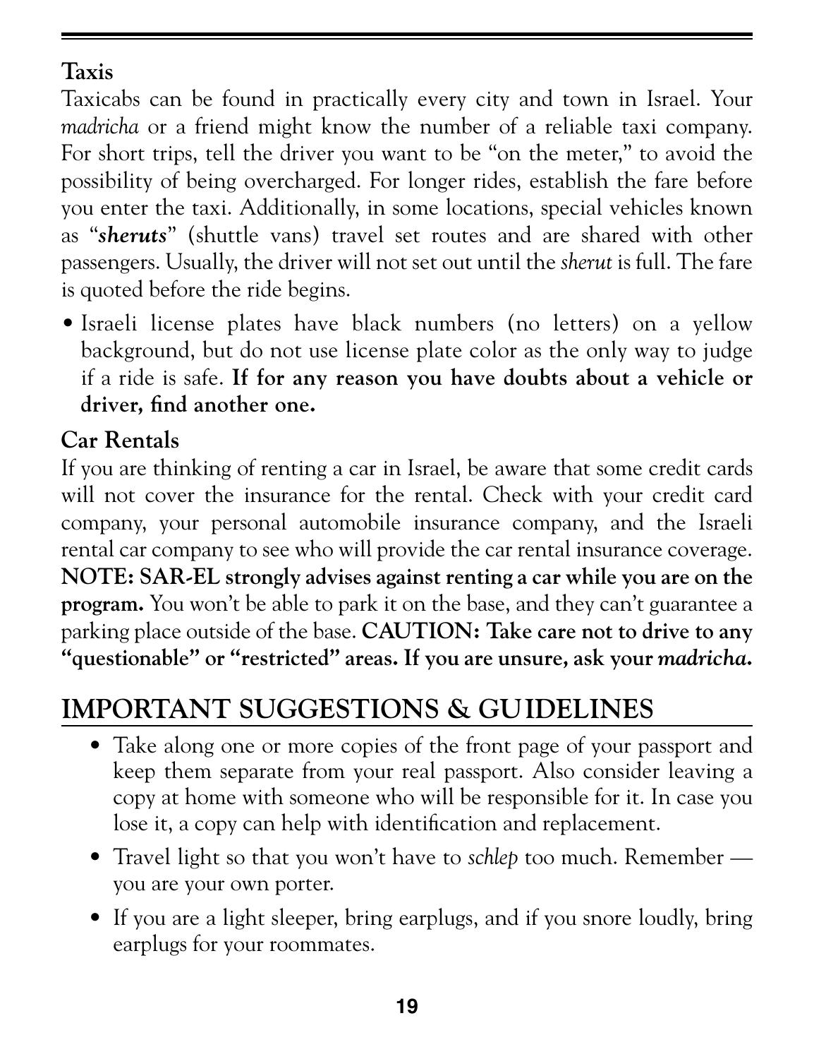### Taxis

Taxicabs can be found in practically every city and town in Israel. Your *madricha* or a friend might know the number of a reliable taxi company. For short trips, tell the driver you want to be "on the meter," to avoid the possibility of being overcharged. For longer rides, establish the fare before you enter the taxi. Additionally, in some locations, special vehicles known as "***sheruts***" (shuttle vans) travel set routes and are shared with other passengers. Usually, the driver will not set out until the *sherut* is full. The fare is quoted before the ride begins.

- Israeli license plates have black numbers (no letters) on a yellow background, but do not use license plate color as the only way to judge if a ride is safe. **If for any reason you have doubts about a vehicle or driver, find another one.**

### Car Rentals

If you are thinking of renting a car in Israel, be aware that some credit cards will not cover the insurance for the rental. Check with your credit card company, your personal automobile insurance company, and the Israeli rental car company to see who will provide the car rental insurance coverage. **NOTE: SAR-EL strongly advises against renting a car while you are on the program.** You won't be able to park it on the base, and they can't guarantee a parking place outside of the base. **CAUTION: Take care not to drive to any "questionable" or "restricted" areas. If you are unsure, ask your *madricha*.**

## IMPORTANT SUGGESTIONS & GUIDELINES

- Take along one or more copies of the front page of your passport and keep them separate from your real passport. Also consider leaving a copy at home with someone who will be responsible for it. In case you lose it, a copy can help with identification and replacement.
- Travel light so that you won't have to *schlep* too much. Remember — you are your own porter.
- If you are a light sleeper, bring earplugs, and if you snore loudly, bring earplugs for your roommates.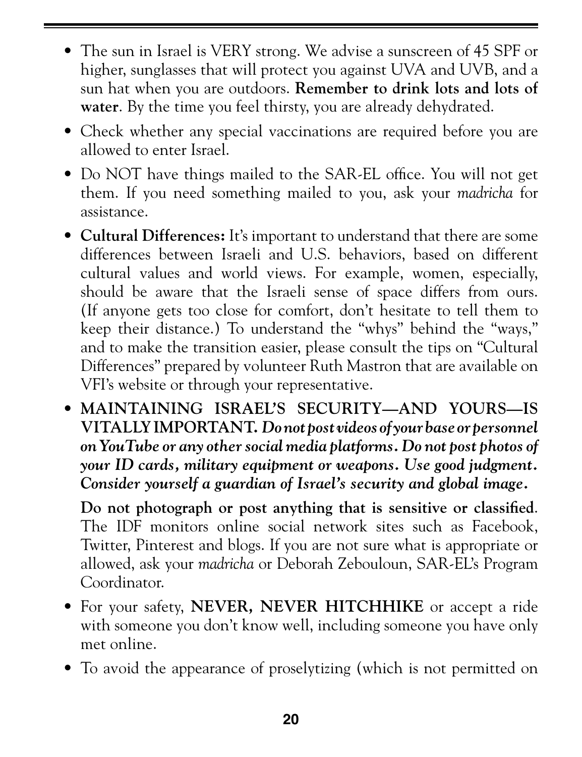- The sun in Israel is VERY strong. We advise a sunscreen of 45 SPF or higher, sunglasses that will protect you against UVA and UVB, and a sun hat when you are outdoors. **Remember to drink lots and lots of water**. By the time you feel thirsty, you are already dehydrated.

- Check whether any special vaccinations are required before you are allowed to enter Israel.

- Do NOT have things mailed to the SAR-EL office. You will not get them. If you need something mailed to you, ask your *madricha* for assistance.

- **Cultural Differences:** It's important to understand that there are some differences between Israeli and U.S. behaviors, based on different cultural values and world views. For example, women, especially, should be aware that the Israeli sense of space differs from ours. (If anyone gets too close for comfort, don't hesitate to tell them to keep their distance.) To understand the "whys" behind the "ways," and to make the transition easier, please consult the tips on "Cultural Differences" prepared by volunteer Ruth Mastron that are available on VFI's website or through your representative.

- **MAINTAINING ISRAEL'S SECURITY—AND YOURS—IS VITALLY IMPORTANT.** ***Do not post videos of your base or personnel on YouTube or any other social media platforms. Do not post photos of your ID cards, military equipment or weapons. Use good judgment. Consider yourself a guardian of Israel's security and global image.***

  **Do not photograph or post anything that is sensitive or classified**. The IDF monitors online social network sites such as Facebook, Twitter, Pinterest and blogs. If you are not sure what is appropriate or allowed, ask your *madricha* or Deborah Zebouloun, SAR-EL's Program Coordinator.

- For your safety, **NEVER, NEVER HITCHHIKE** or accept a ride with someone you don't know well, including someone you have only met online.

- To avoid the appearance of proselytizing (which is not permitted on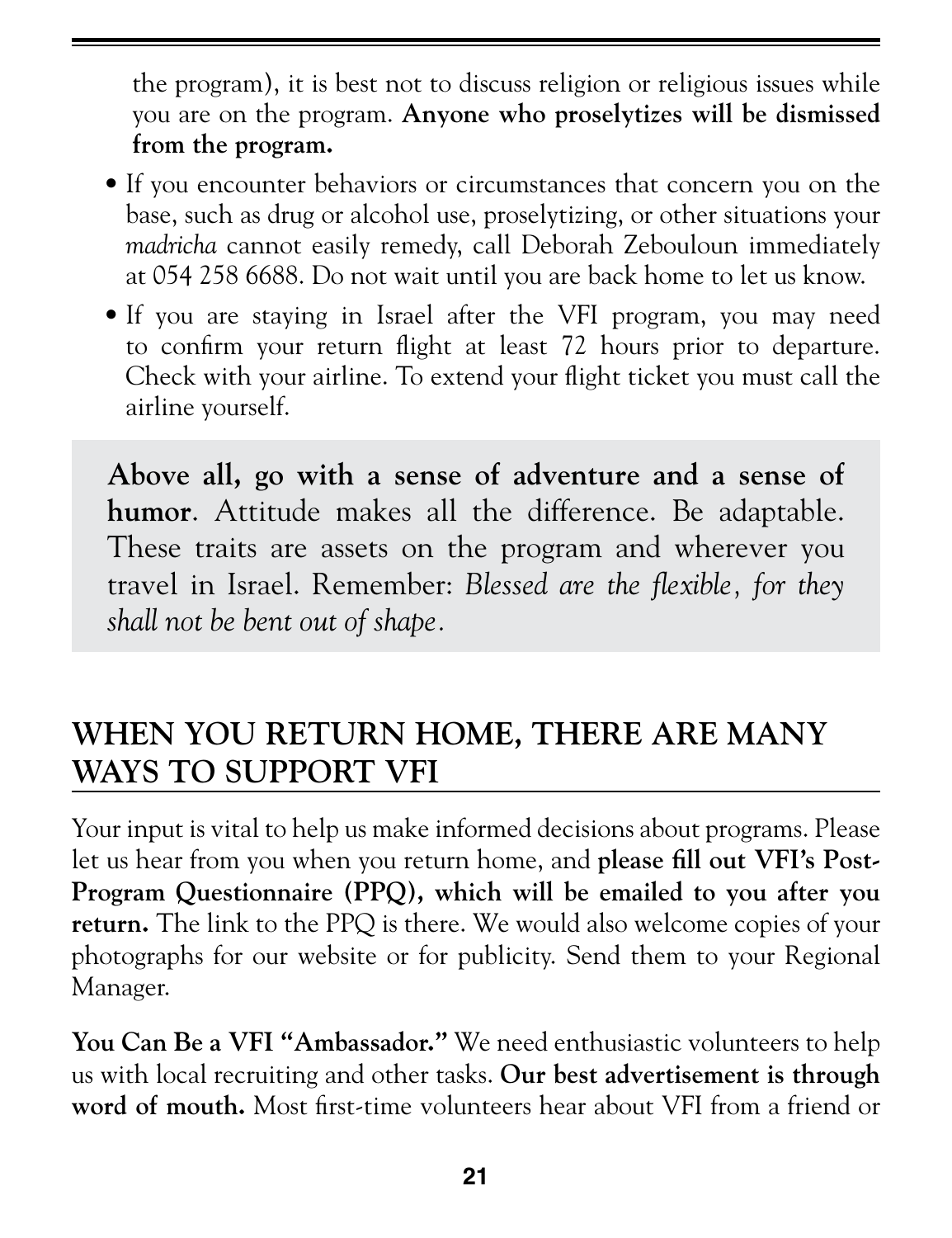the program), it is best not to discuss religion or religious issues while you are on the program. **Anyone who proselytizes will be dismissed from the program.**

- If you encounter behaviors or circumstances that concern you on the base, such as drug or alcohol use, proselytizing, or other situations your *madricha* cannot easily remedy, call Deborah Zebouloun immediately at 054 258 6688. Do not wait until you are back home to let us know.
- If you are staying in Israel after the VFI program, you may need to confirm your return flight at least 72 hours prior to departure. Check with your airline. To extend your flight ticket you must call the airline yourself.

**Above all, go with a sense of adventure and a sense of humor**. Attitude makes all the difference. Be adaptable. These traits are assets on the program and wherever you travel in Israel. Remember: *Blessed are the flexible, for they shall not be bent out of shape*.

## WHEN YOU RETURN HOME, THERE ARE MANY WAYS TO SUPPORT VFI

Your input is vital to help us make informed decisions about programs. Please let us hear from you when you return home, and **please fill out VFI's Post-Program Questionnaire (PPQ), which will be emailed to you after you return.** The link to the PPQ is there. We would also welcome copies of your photographs for our website or for publicity. Send them to your Regional Manager.

**You Can Be a VFI "Ambassador."** We need enthusiastic volunteers to help us with local recruiting and other tasks. **Our best advertisement is through word of mouth.** Most first-time volunteers hear about VFI from a friend or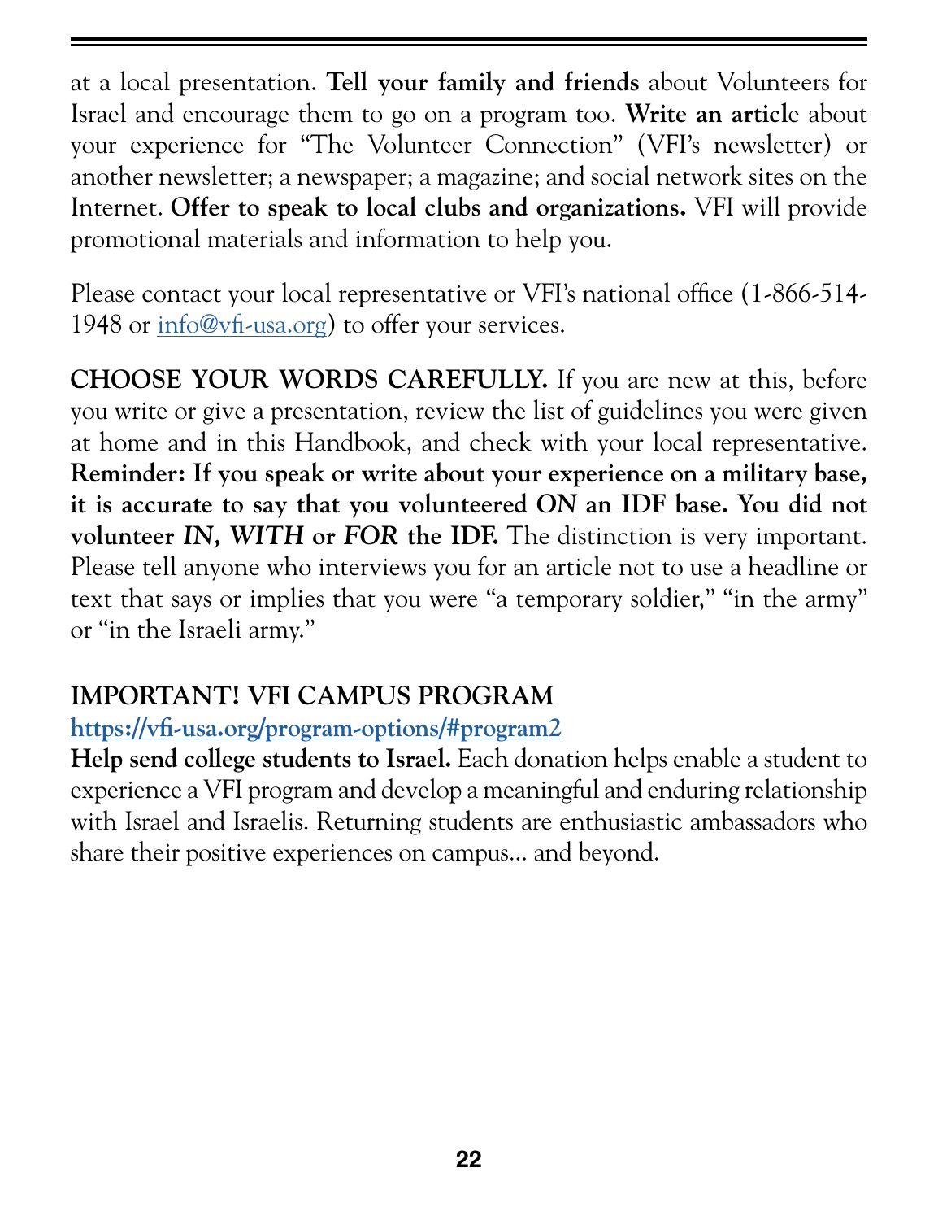at a local presentation. **Tell your family and friends** about Volunteers for Israel and encourage them to go on a program too. **Write an articl**e about your experience for "The Volunteer Connection" (VFI's newsletter) or another newsletter; a newspaper; a magazine; and social network sites on the Internet. **Offer to speak to local clubs and organizations.** VFI will provide promotional materials and information to help you.

Please contact your local representative or VFI's national office (1-866-514-1948 or [info@vfi-usa.org](mailto:info@vfi-usa.org)) to offer your services.

**CHOOSE YOUR WORDS CAREFULLY.** If you are new at this, before you write or give a presentation, review the list of guidelines you were given at home and in this Handbook, and check with your local representative. **Reminder: If you speak or write about your experience on a military base, it is accurate to say that you volunteered <u>ON</u> an IDF base. You did not volunteer *IN, WITH* or *FOR* the IDF.** The distinction is very important. Please tell anyone who interviews you for an article not to use a headline or text that says or implies that you were "a temporary soldier," "in the army" or "in the Israeli army."

## IMPORTANT! VFI CAMPUS PROGRAM

**[https://vfi-usa.org/program-options/#program2](https://vfi-usa.org/program-options/#program2)**

**Help send college students to Israel.** Each donation helps enable a student to experience a VFI program and develop a meaningful and enduring relationship with Israel and Israelis. Returning students are enthusiastic ambassadors who share their positive experiences on campus... and beyond.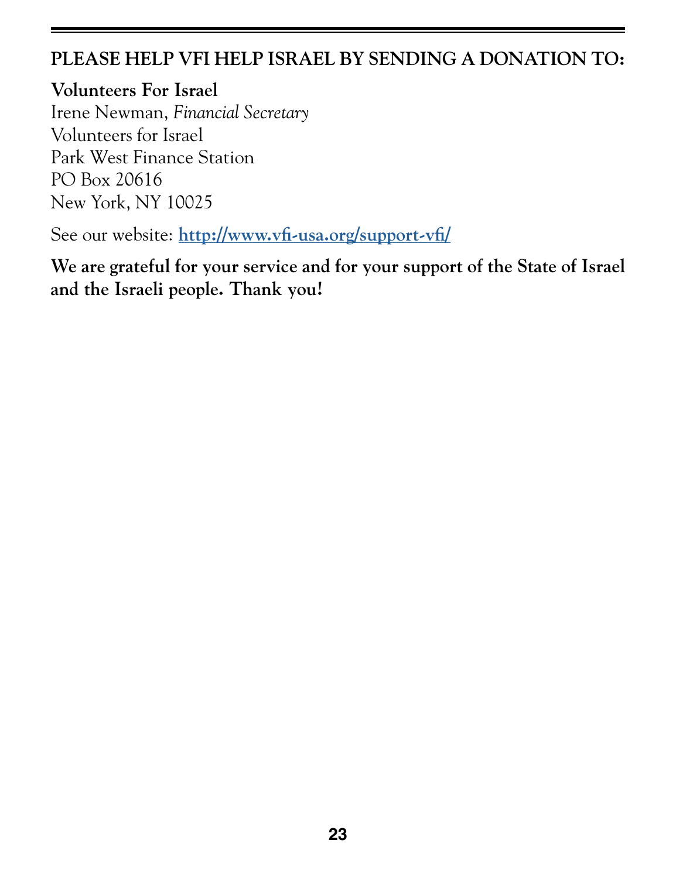## PLEASE HELP VFI HELP ISRAEL BY SENDING A DONATION TO:

**Volunteers For Israel**
Irene Newman, *Financial Secretary*
Volunteers for Israel
Park West Finance Station
PO Box 20616
New York, NY 10025

See our website: **http://www.vfi-usa.org/support-vfi/**

**We are grateful for your service and for your support of the State of Israel and the Israeli people. Thank you!**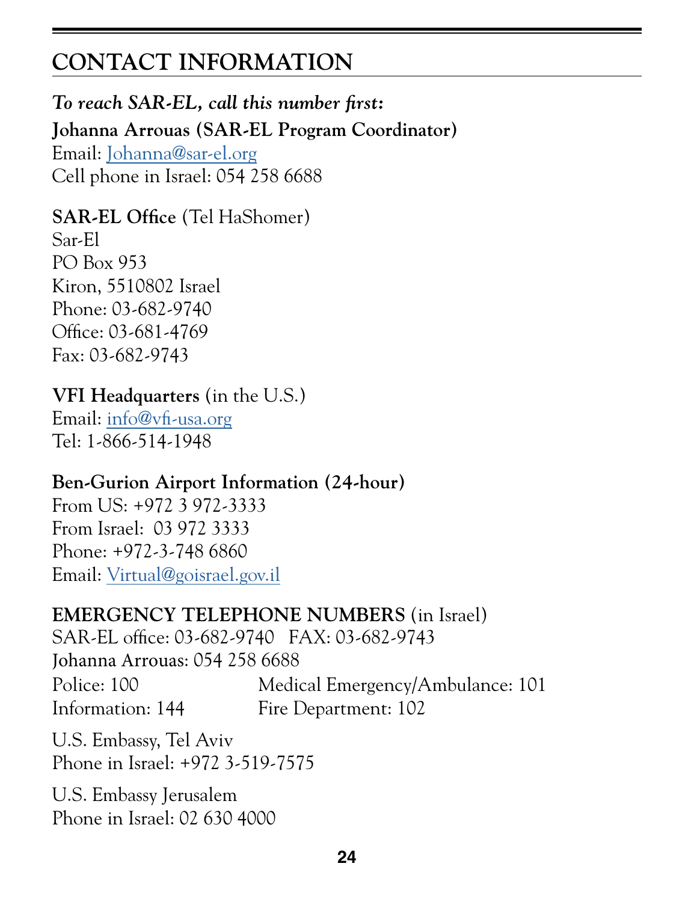# CONTACT INFORMATION

***To reach SAR-EL, call this number first:***

**Johanna Arrouas (SAR-EL Program Coordinator)**
Email: Johanna@sar-el.org
Cell phone in Israel: 054 258 6688

**SAR-EL Office** (Tel HaShomer)
Sar-El
PO Box 953
Kiron, 5510802 Israel
Phone: 03-682-9740
Office: 03-681-4769
Fax: 03-682-9743

**VFI Headquarters** (in the U.S.)
Email: info@vfi-usa.org
Tel: 1-866-514-1948

**Ben-Gurion Airport Information (24-hour)**
From US: +972 3 972-3333
From Israel: 03 972 3333
Phone: +972-3-748 6860
Email: Virtual@goisrael.gov.il

**EMERGENCY TELEPHONE NUMBERS** (in Israel)
SAR-EL office: 03-682-9740 FAX: 03-682-9743
Johanna Arrouas: 054 258 6688

| | |
|---|---|
| Police: 100 | Medical Emergency/Ambulance: 101 |
| Information: 144 | Fire Department: 102 |

U.S. Embassy, Tel Aviv
Phone in Israel: +972 3-519-7575

U.S. Embassy Jerusalem
Phone in Israel: 02 630 4000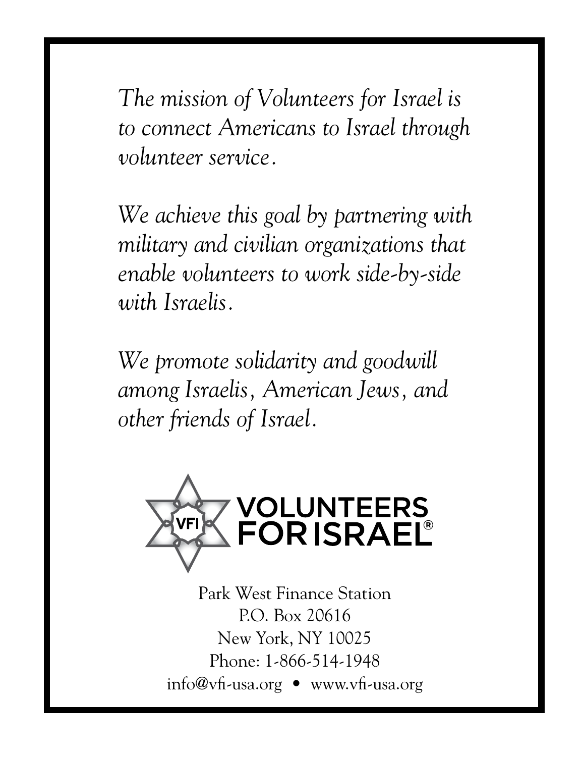*The mission of Volunteers for Israel is to connect Americans to Israel through volunteer service.*

*We achieve this goal by partnering with military and civilian organizations that enable volunteers to work side-by-side with Israelis.*

*We promote solidarity and goodwill among Israelis, American Jews, and other friends of Israel.*

VFI

VOLUNTEERS FOR ISRAEL®

Park West Finance Station
P.O. Box 20616
New York, NY 10025
Phone: 1-866-514-1948
info@vfi-usa.org • www.vfi-usa.org